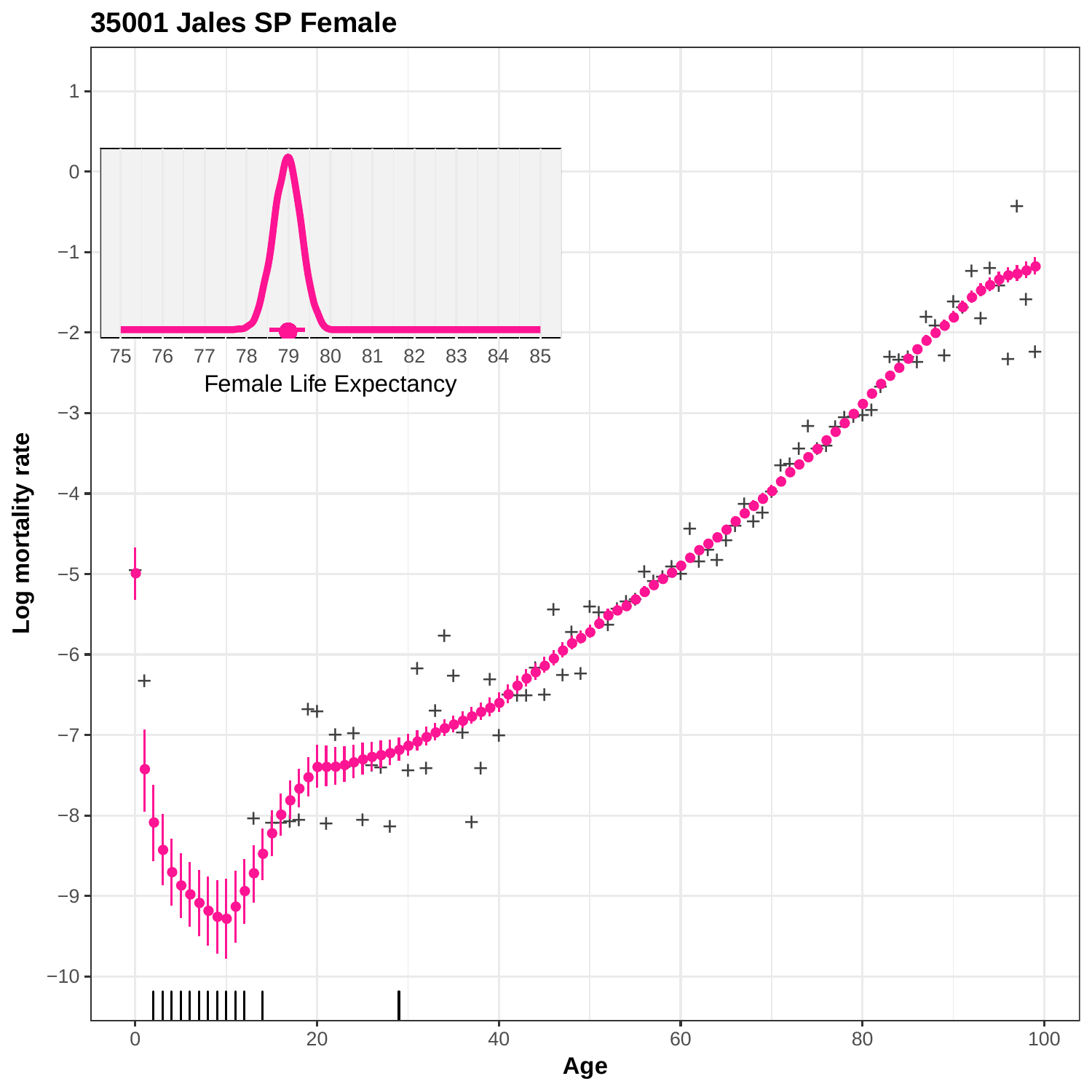## 35001 Jales SP Female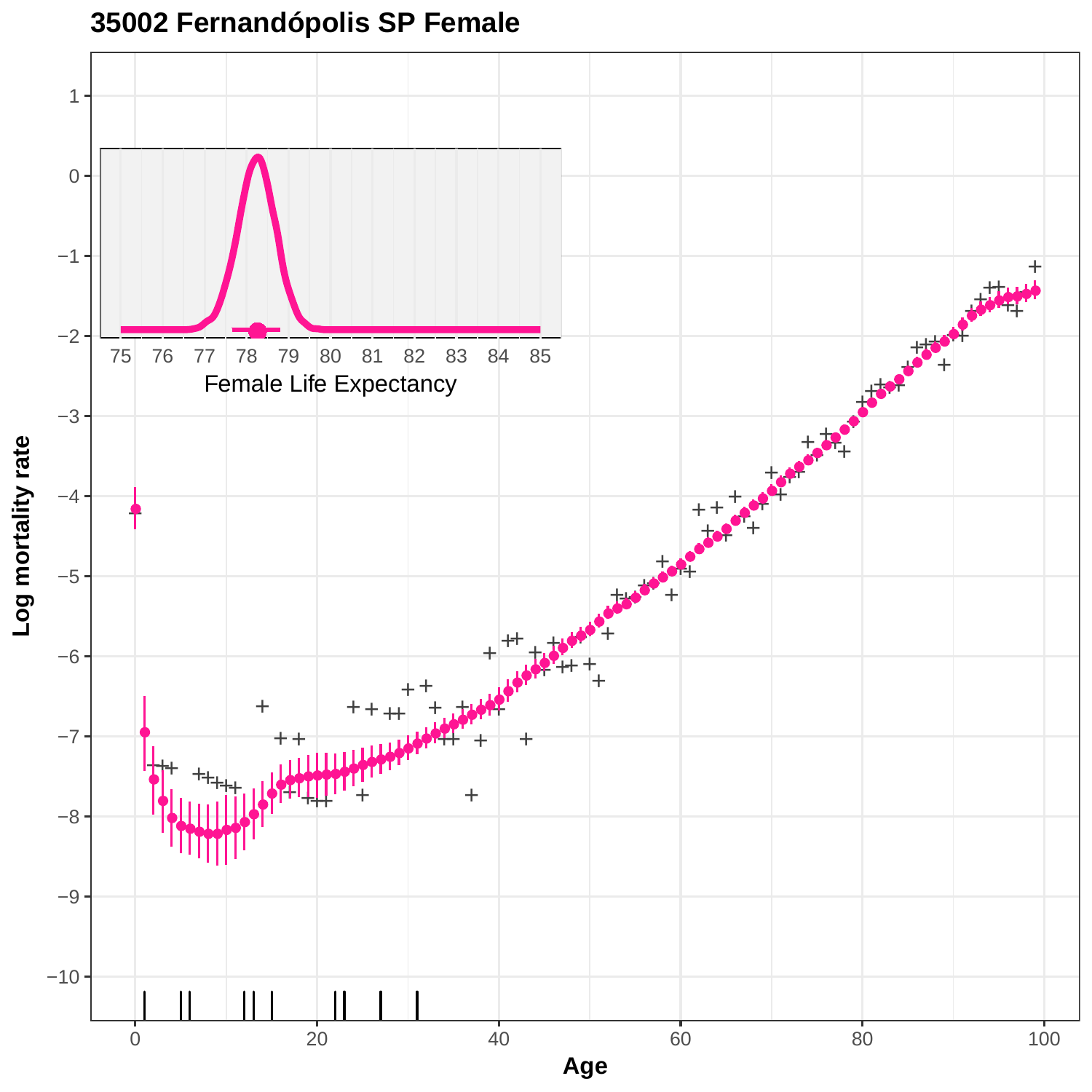# 35002 Fernandópolis SP Female

Log mortality rate

Age

Female Life Expectancy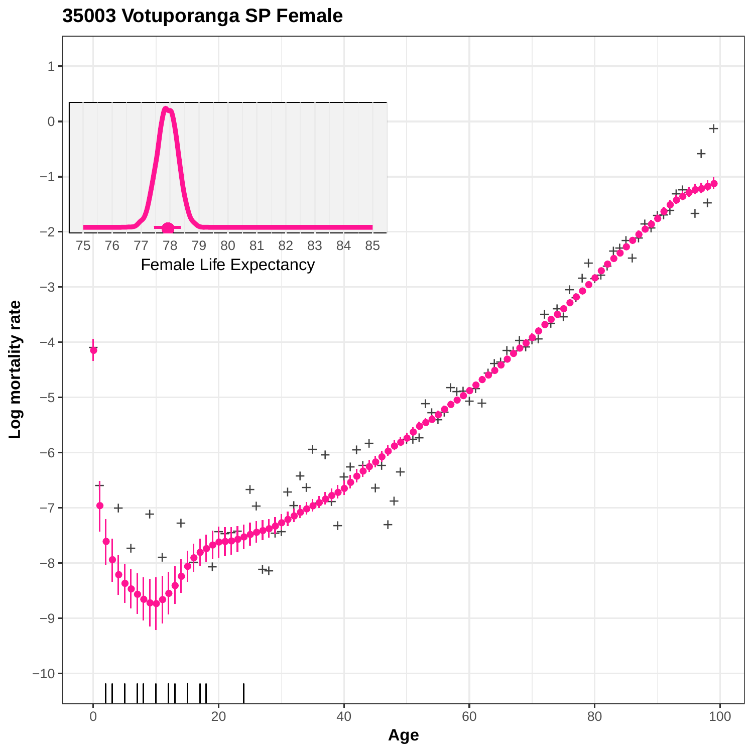# 35003 Votuporanga SP Female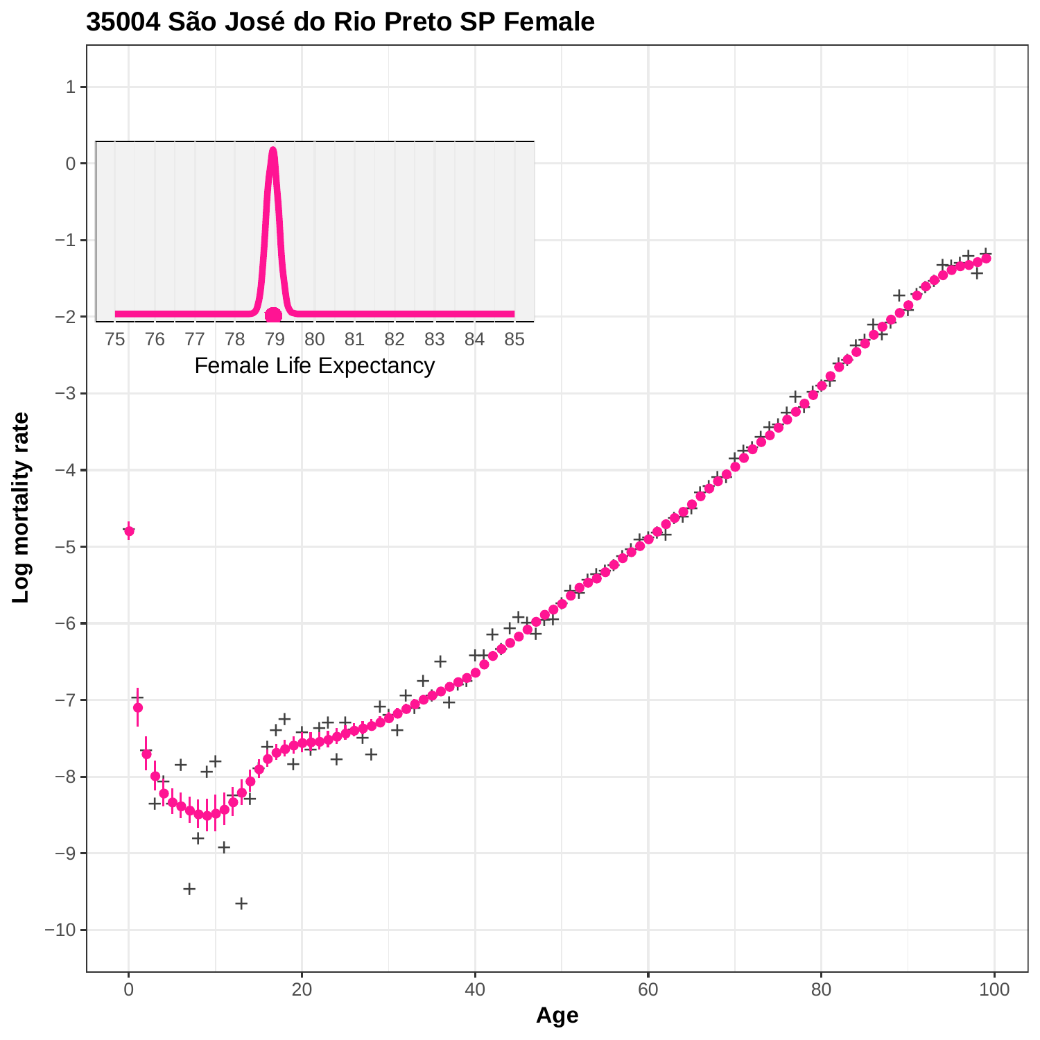# 35004 São José do Rio Preto SP Female

Female Life Expectancy

Log mortality rate

Age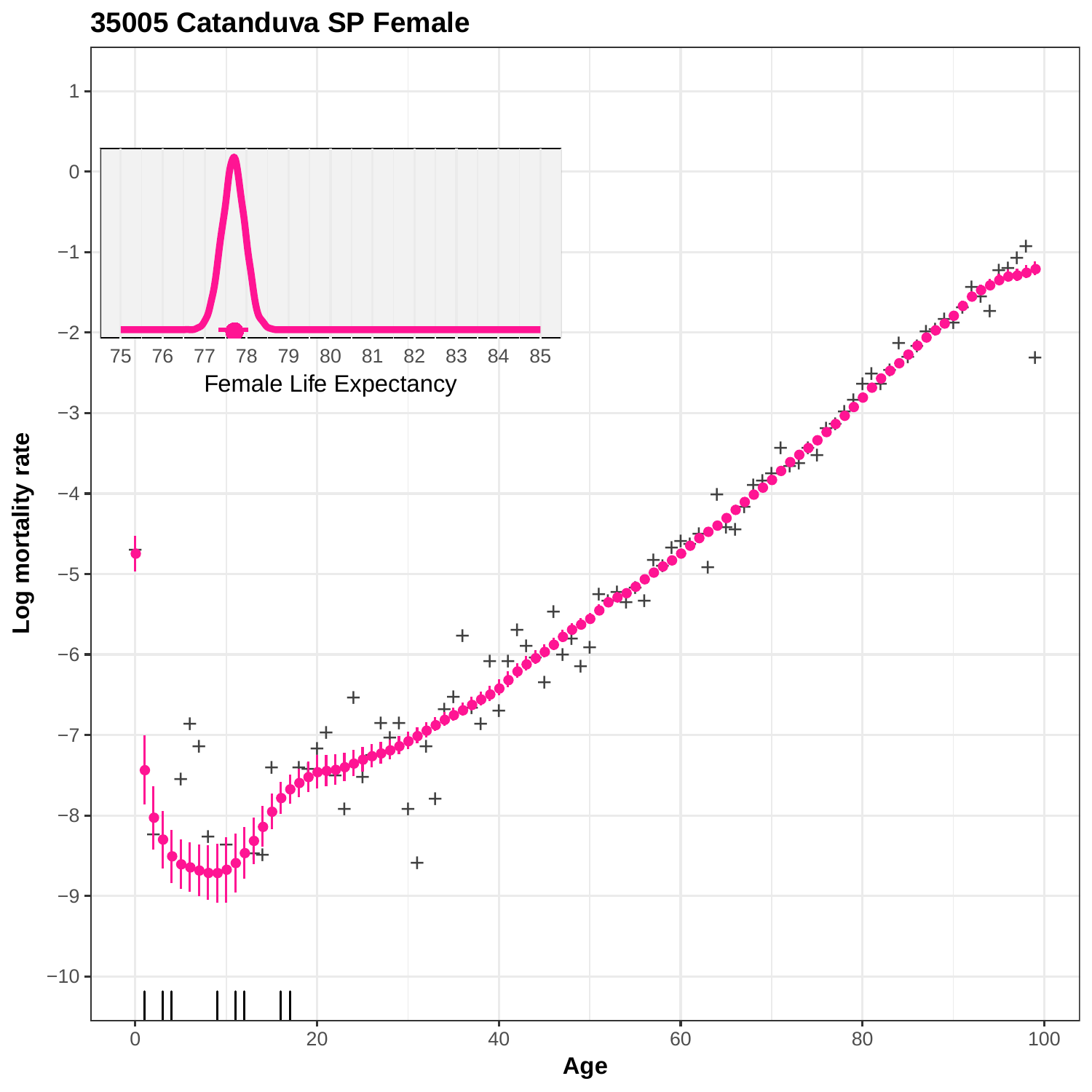# 35005 Catanduva SP Female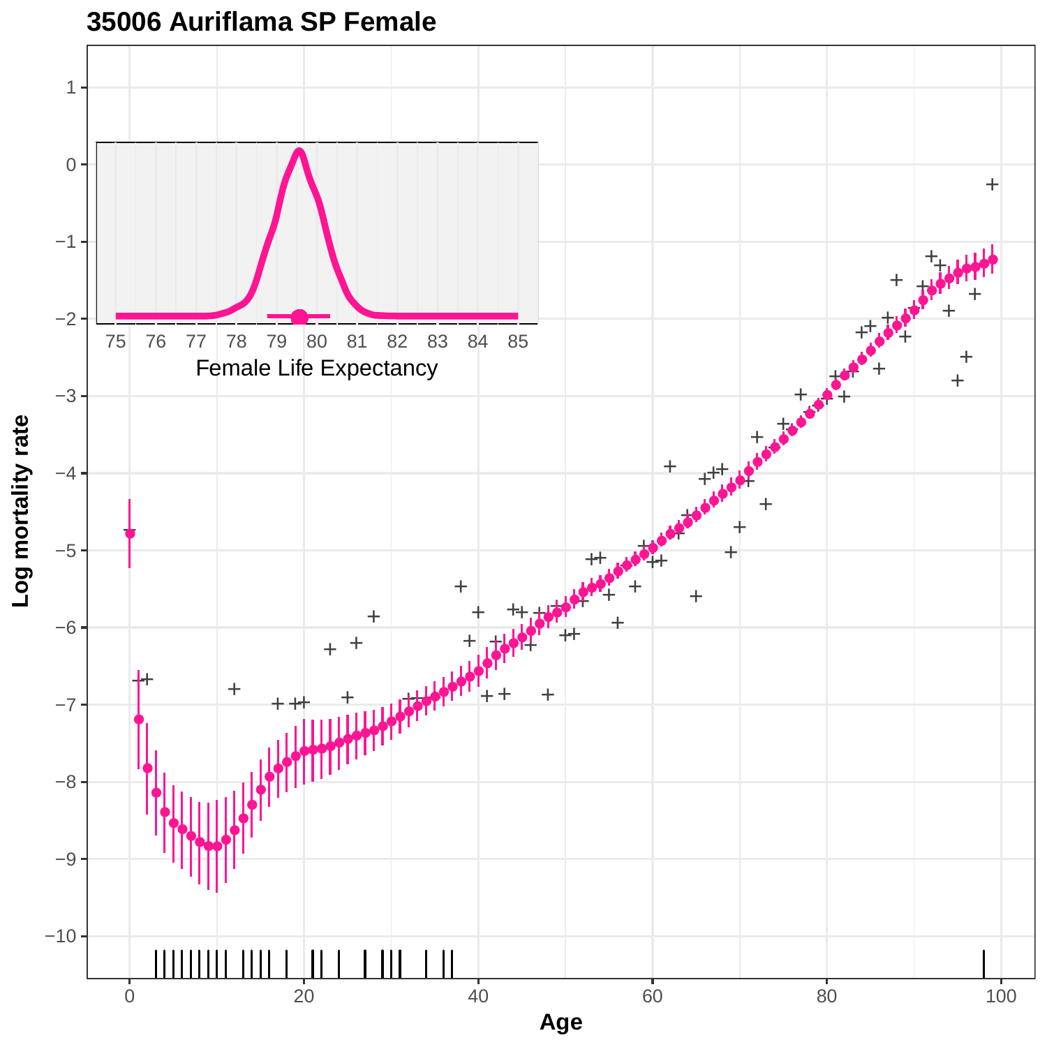**35006 Auriflama SP Female**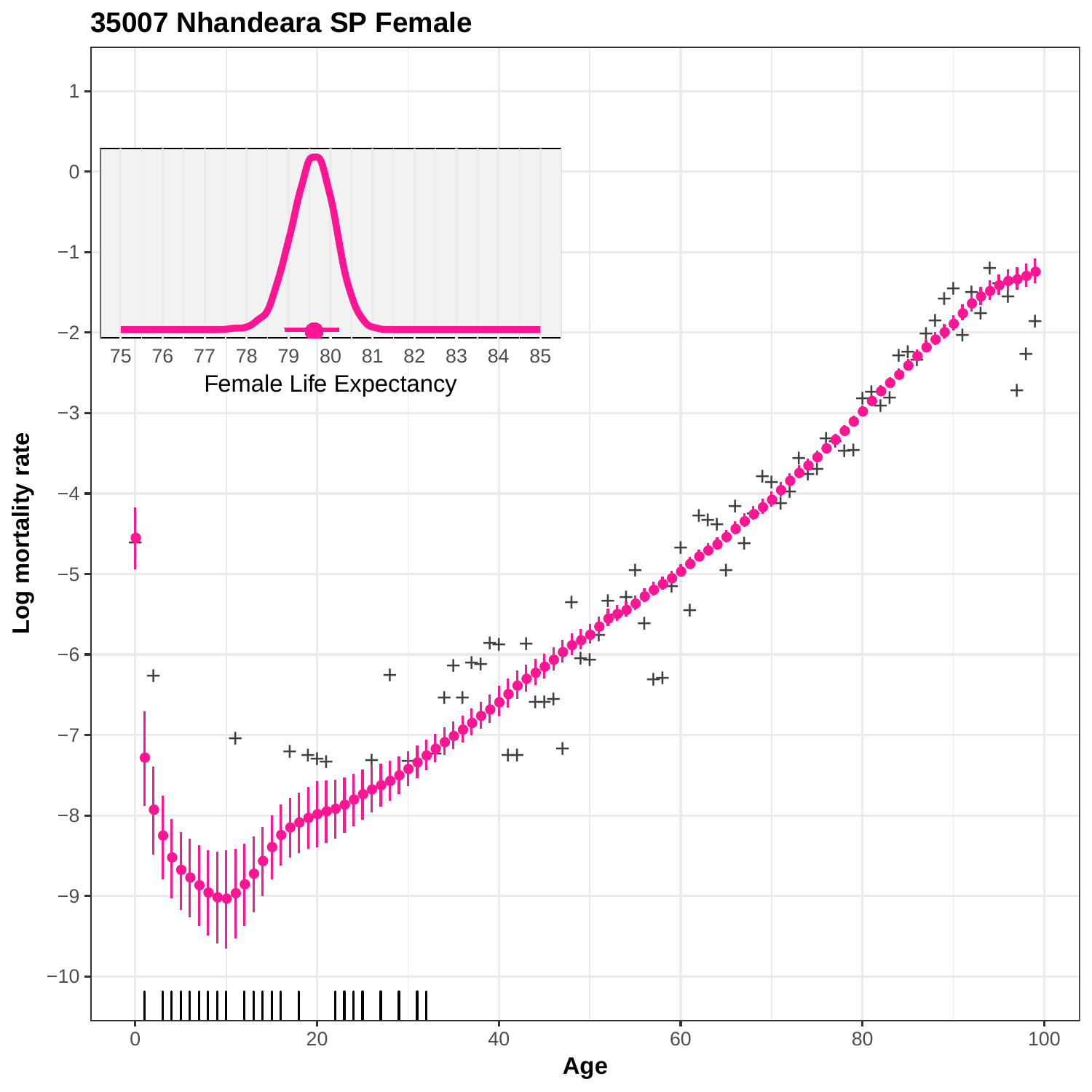# 35007 Nhandeara SP Female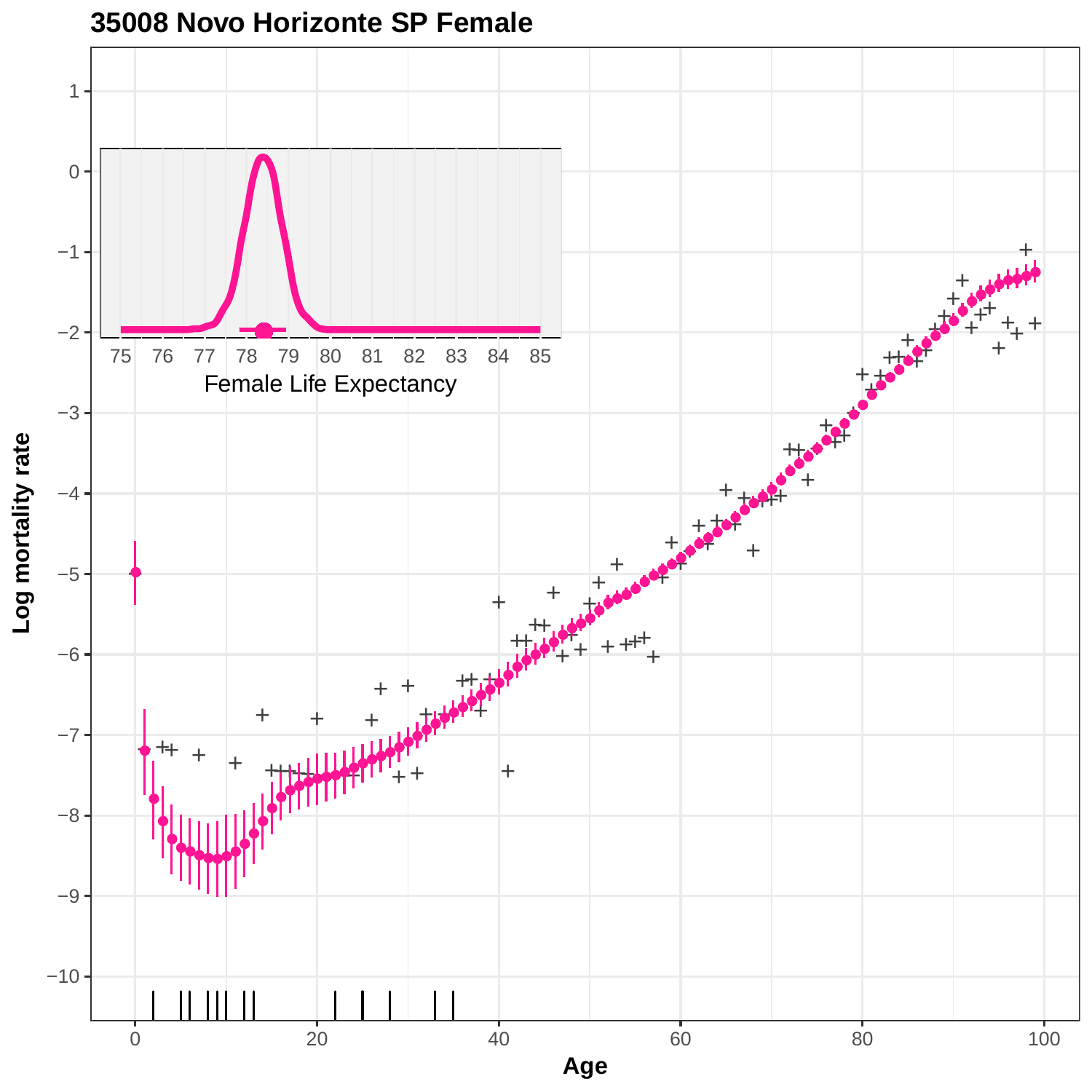# 35008 Novo Horizonte SP Female

Log mortality rate

Age

Female Life Expectancy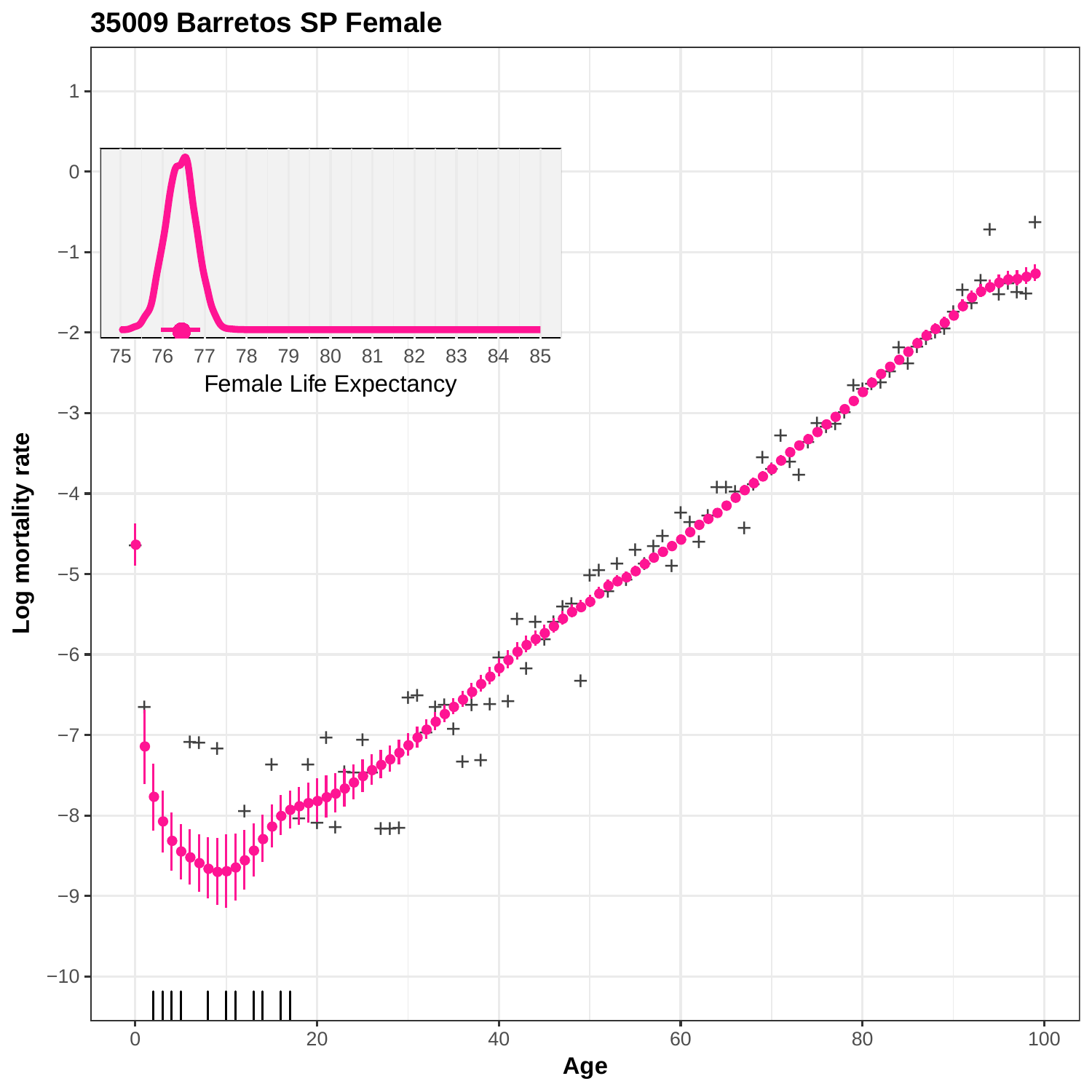## 35009 Barretos SP Female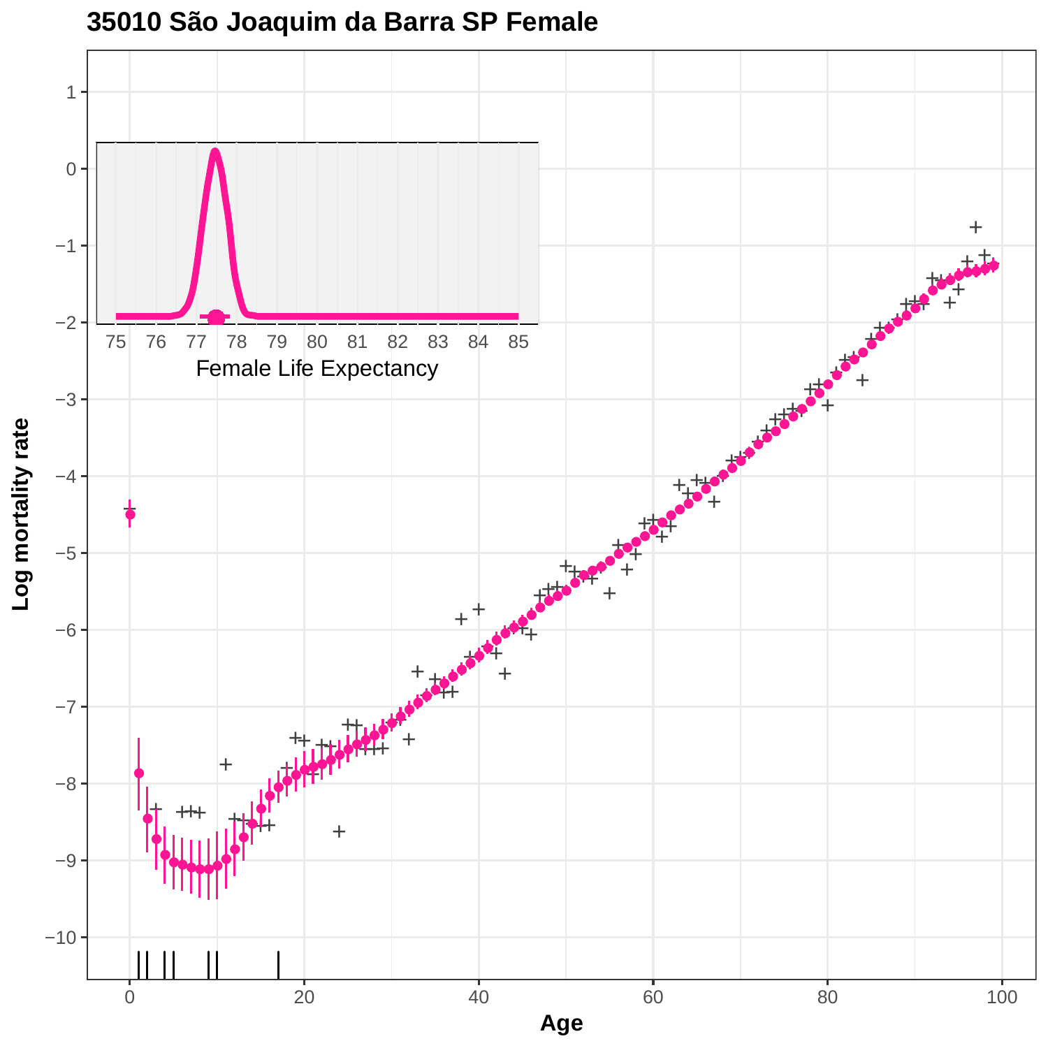# 35010 São Joaquim da Barra SP Female

Female Life Expectancy

Log mortality rate

Age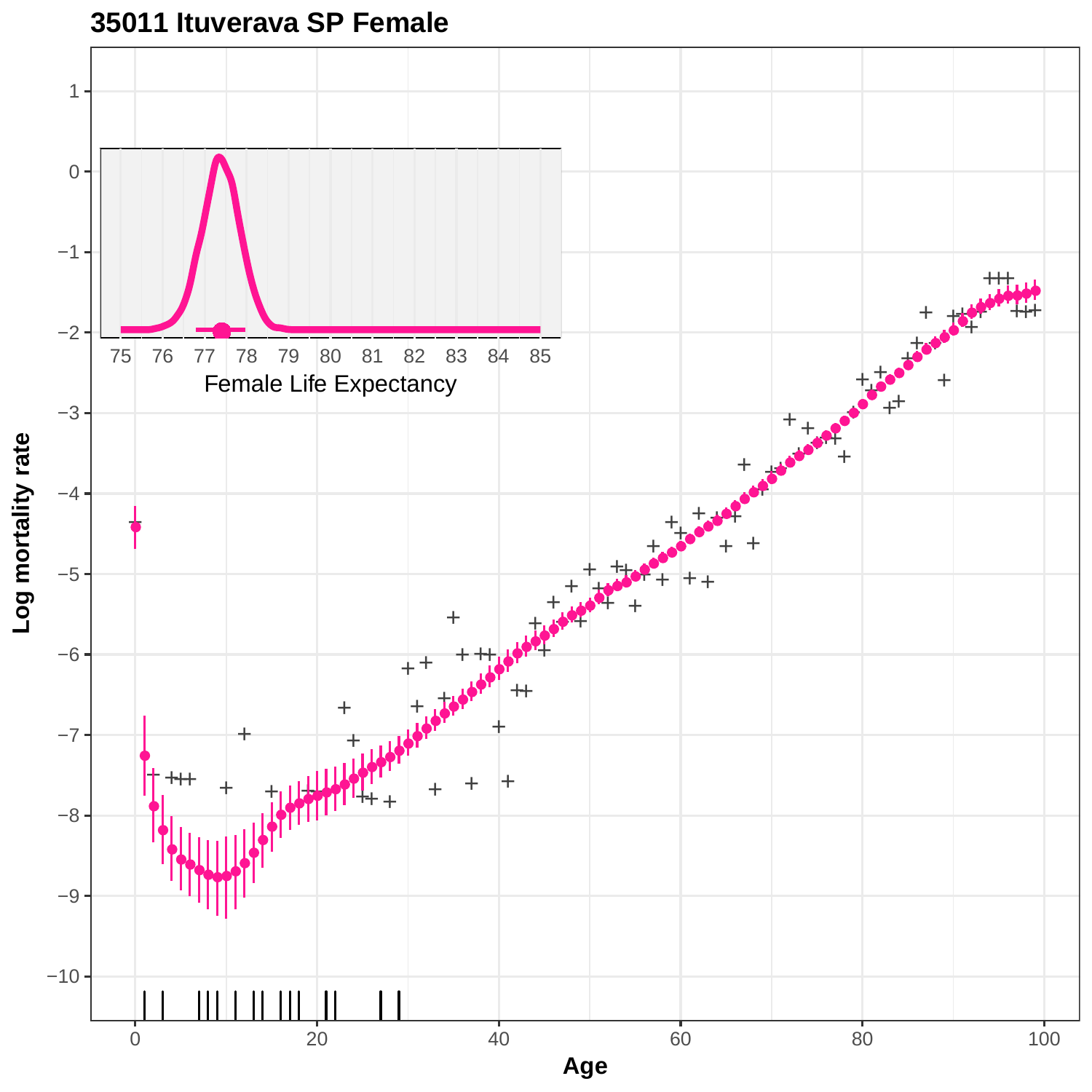# 35011 Ituverava SP Female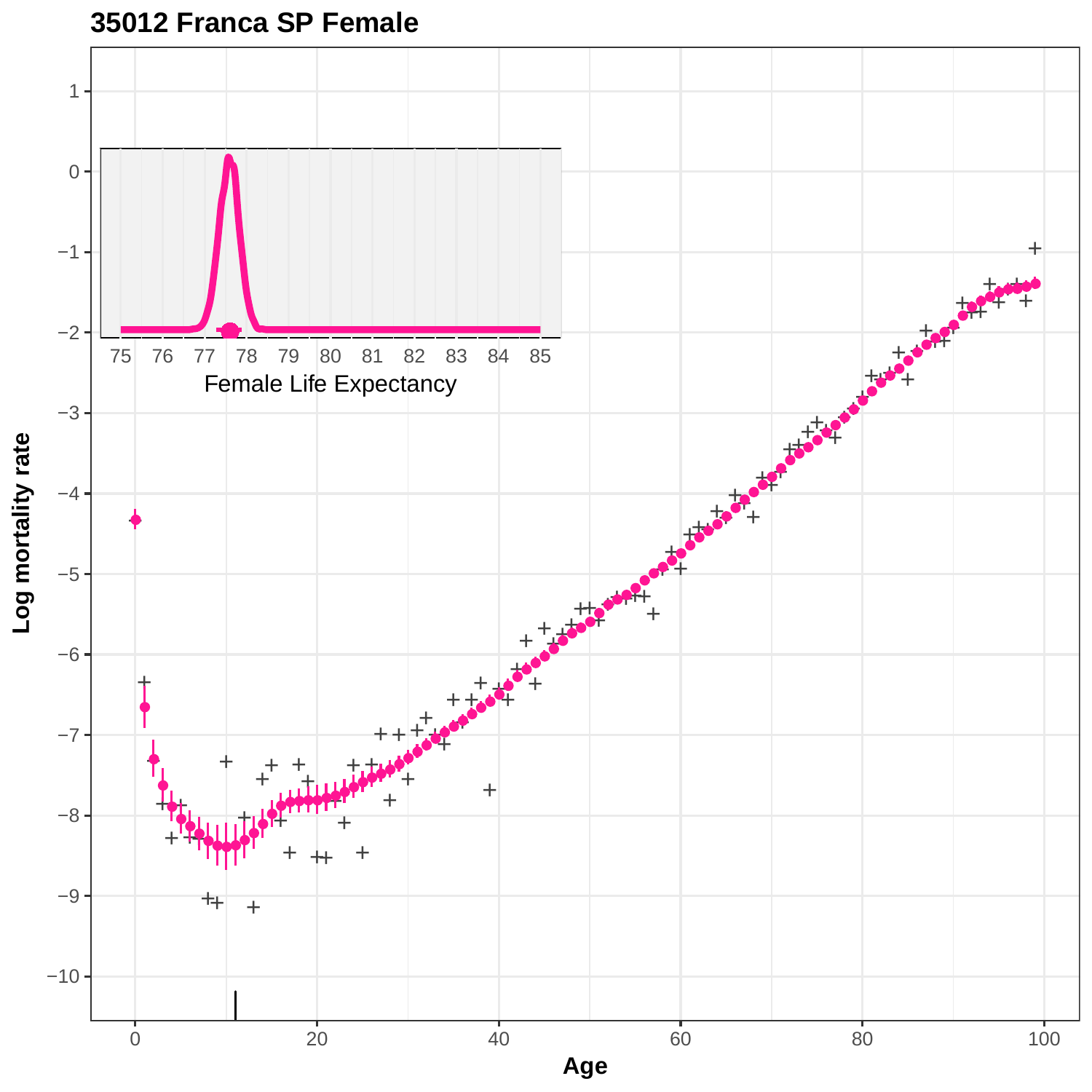# 35012 Franca SP Female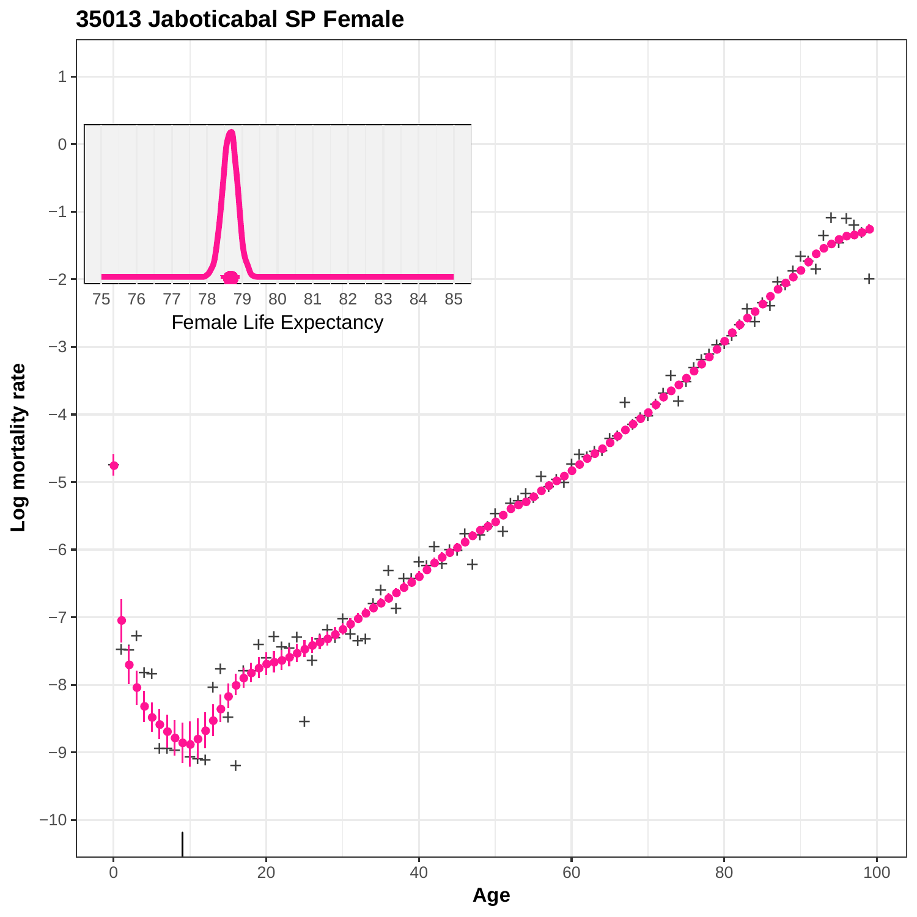# 35013 Jaboticabal SP Female

Log mortality rate

Age

Female Life Expectancy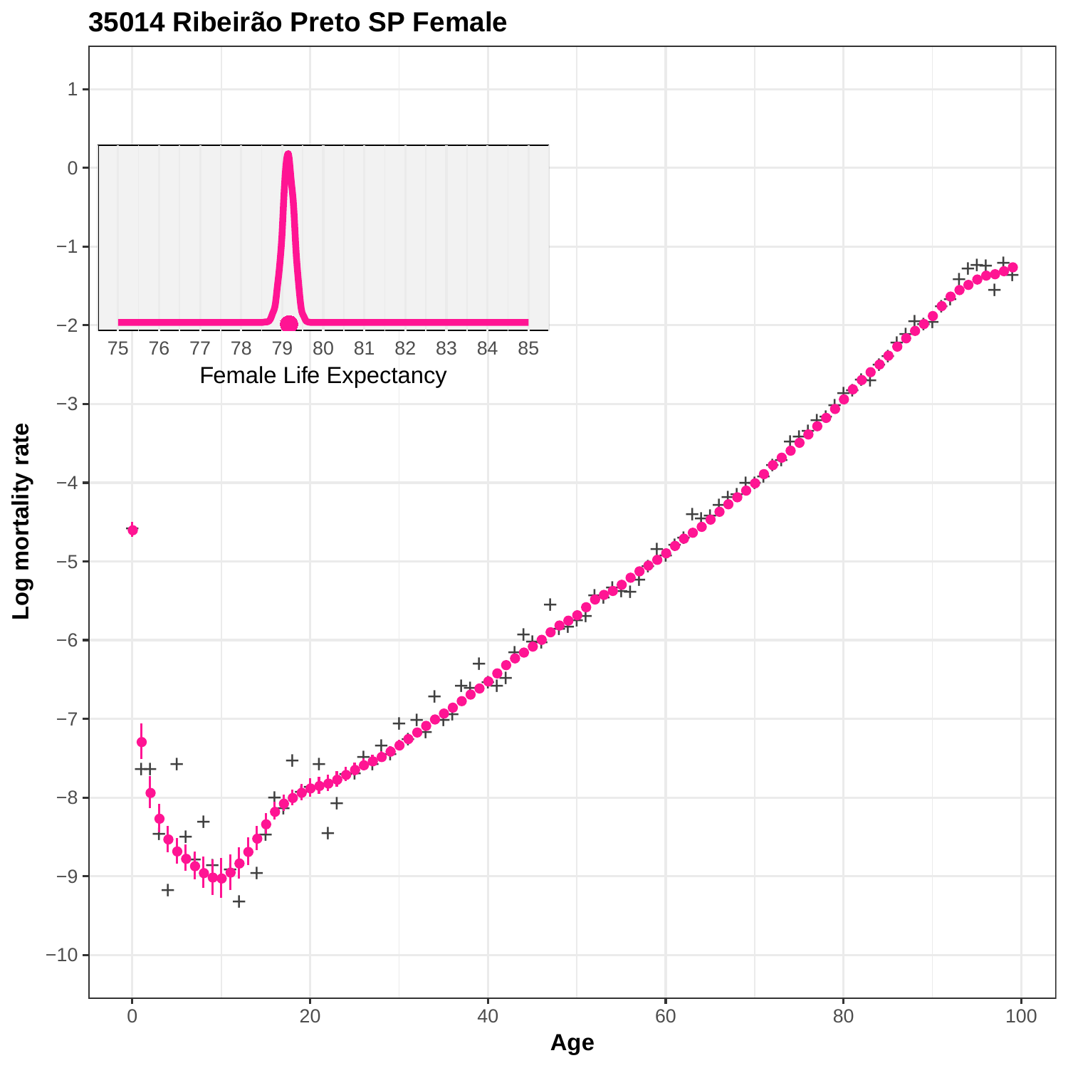## 35014 Ribeirão Preto SP Female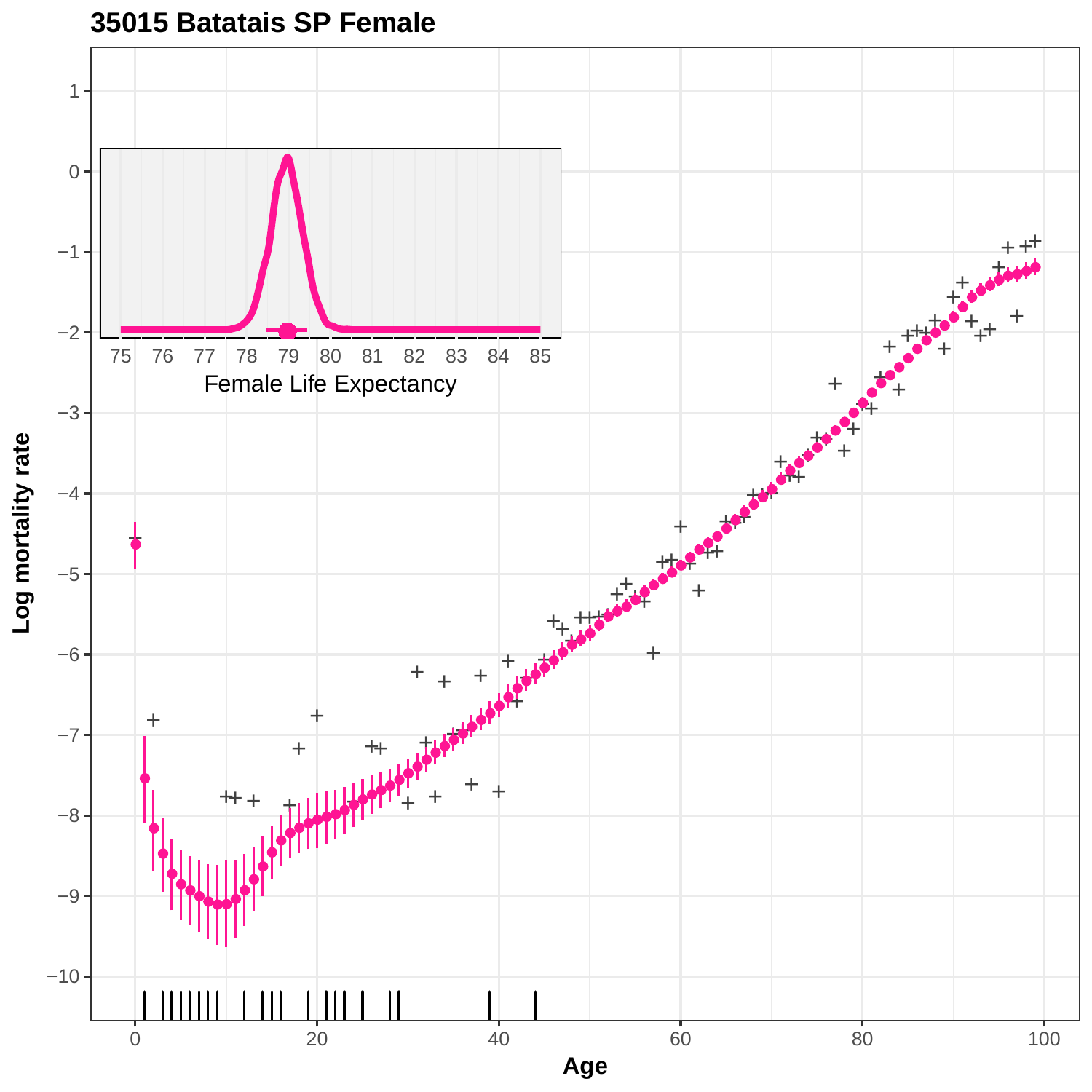**35015 Batatais SP Female**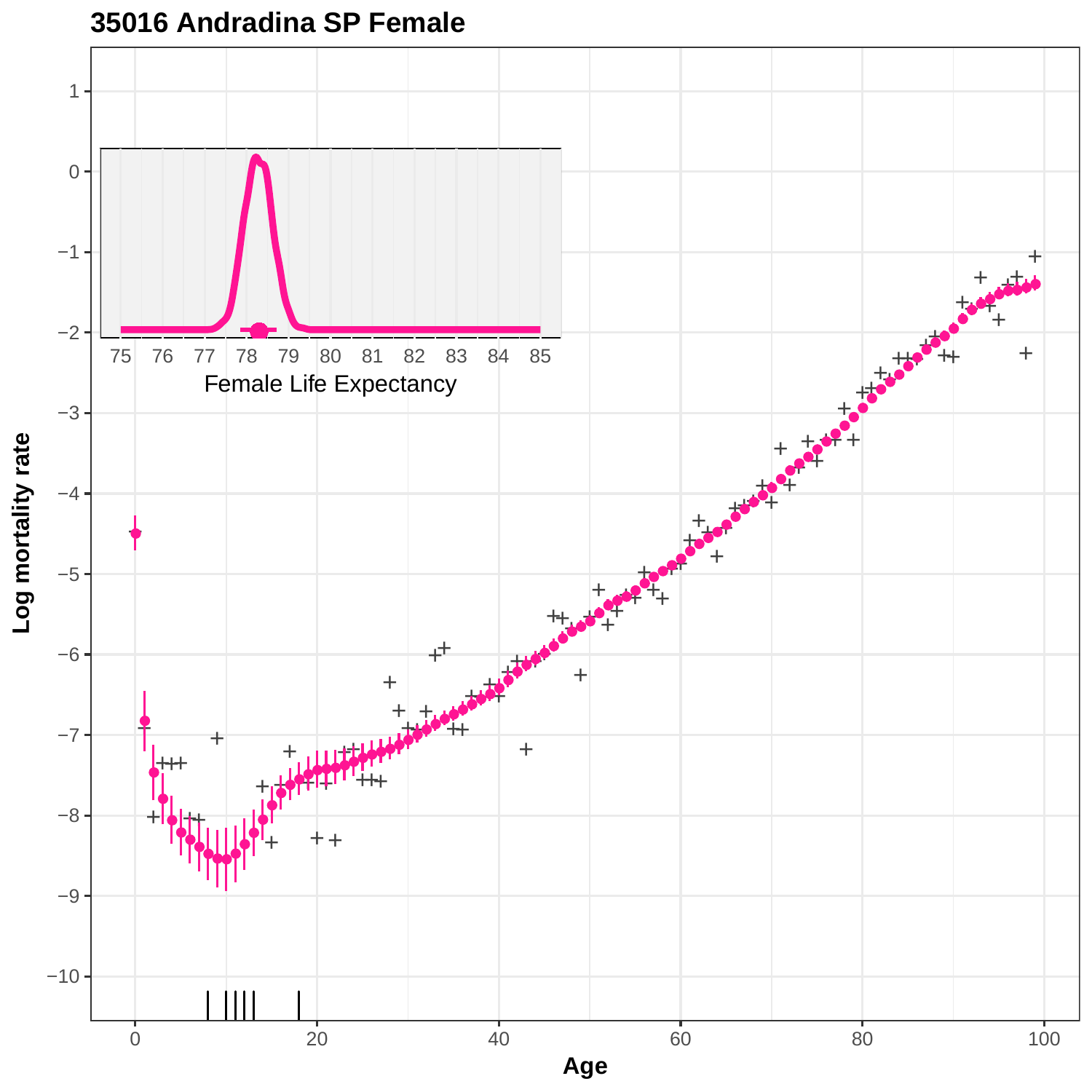# 35016 Andradina SP Female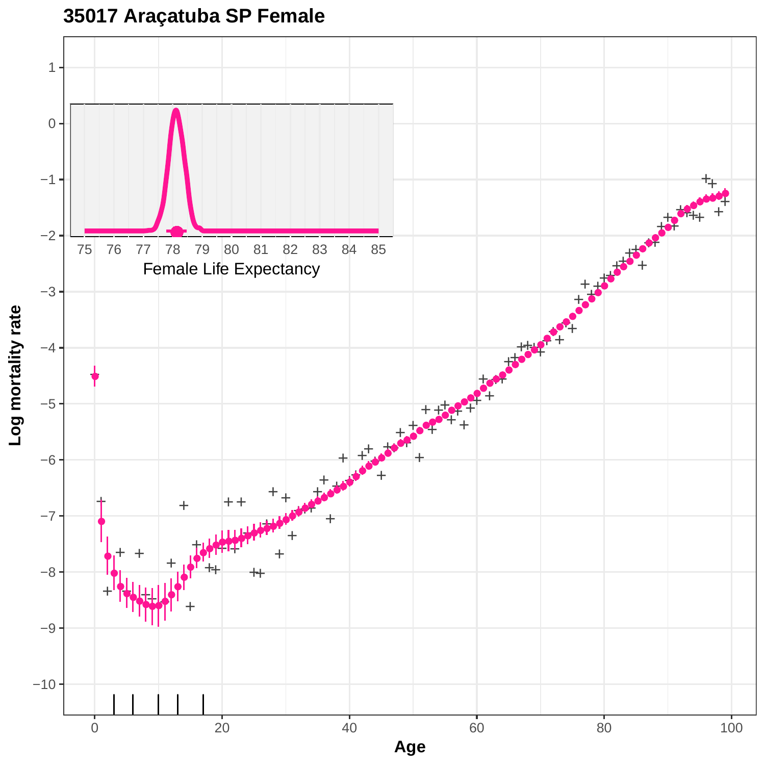# 35017 Araçatuba SP Female

Log mortality rate

Age

Female Life Expectancy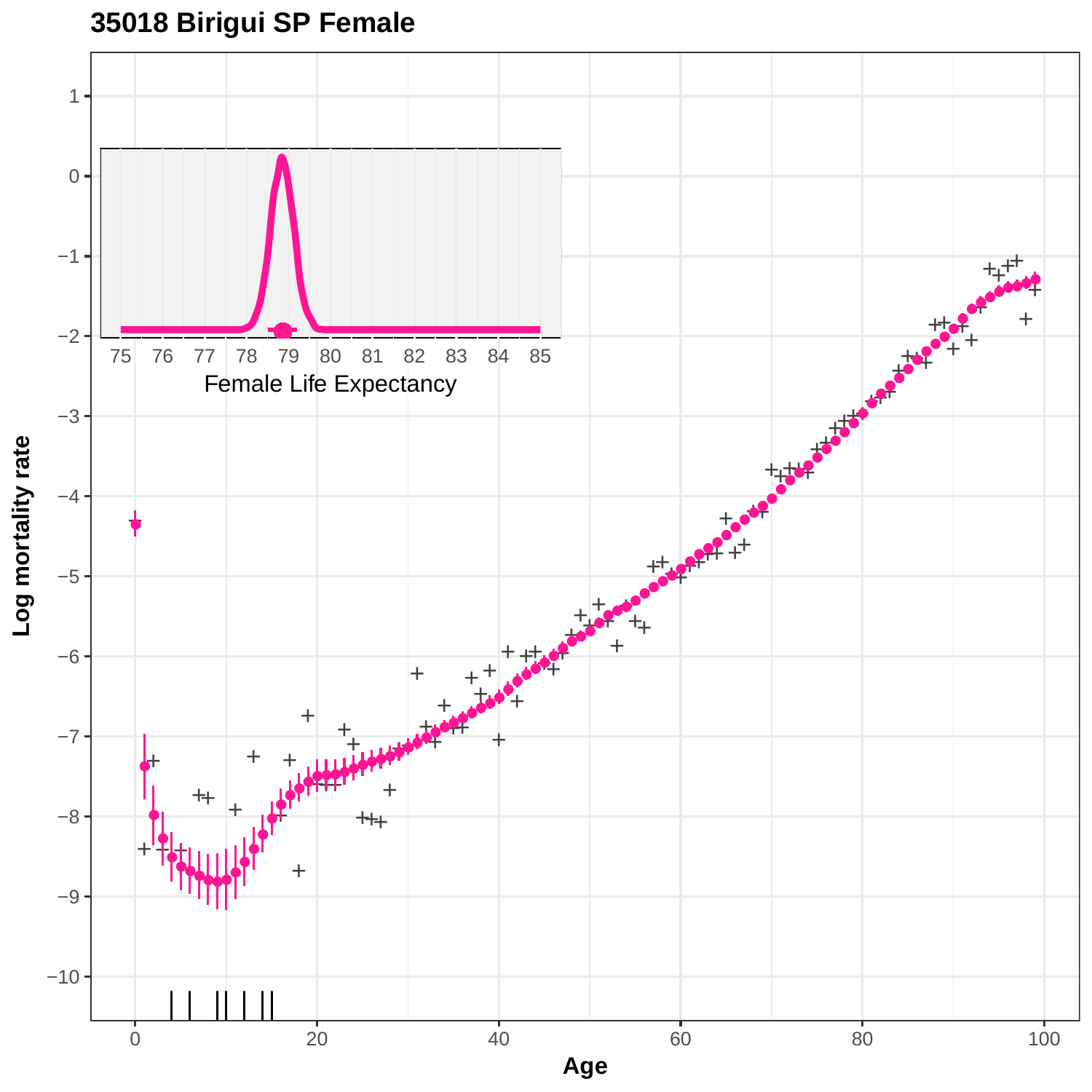# 35018 Birigui SP Female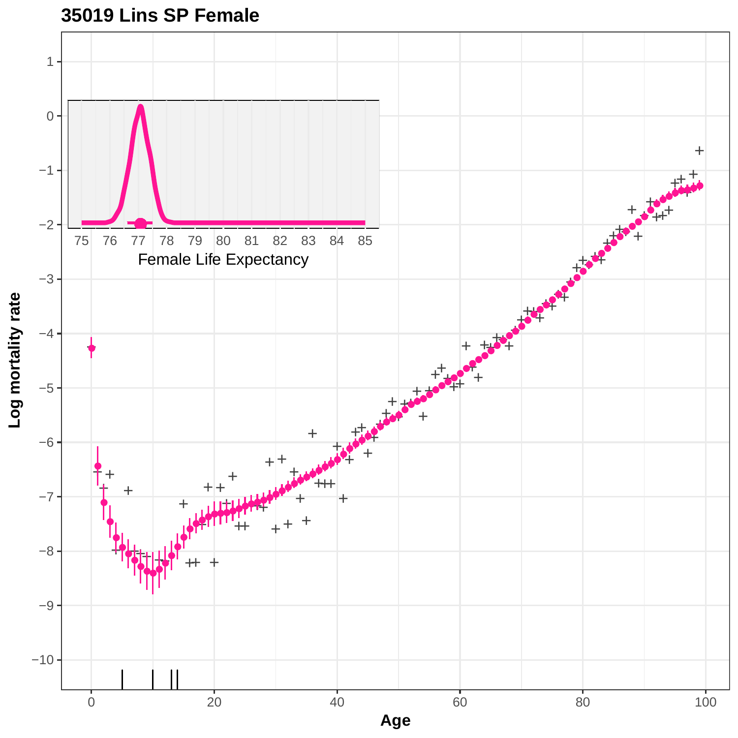**35019 Lins SP Female**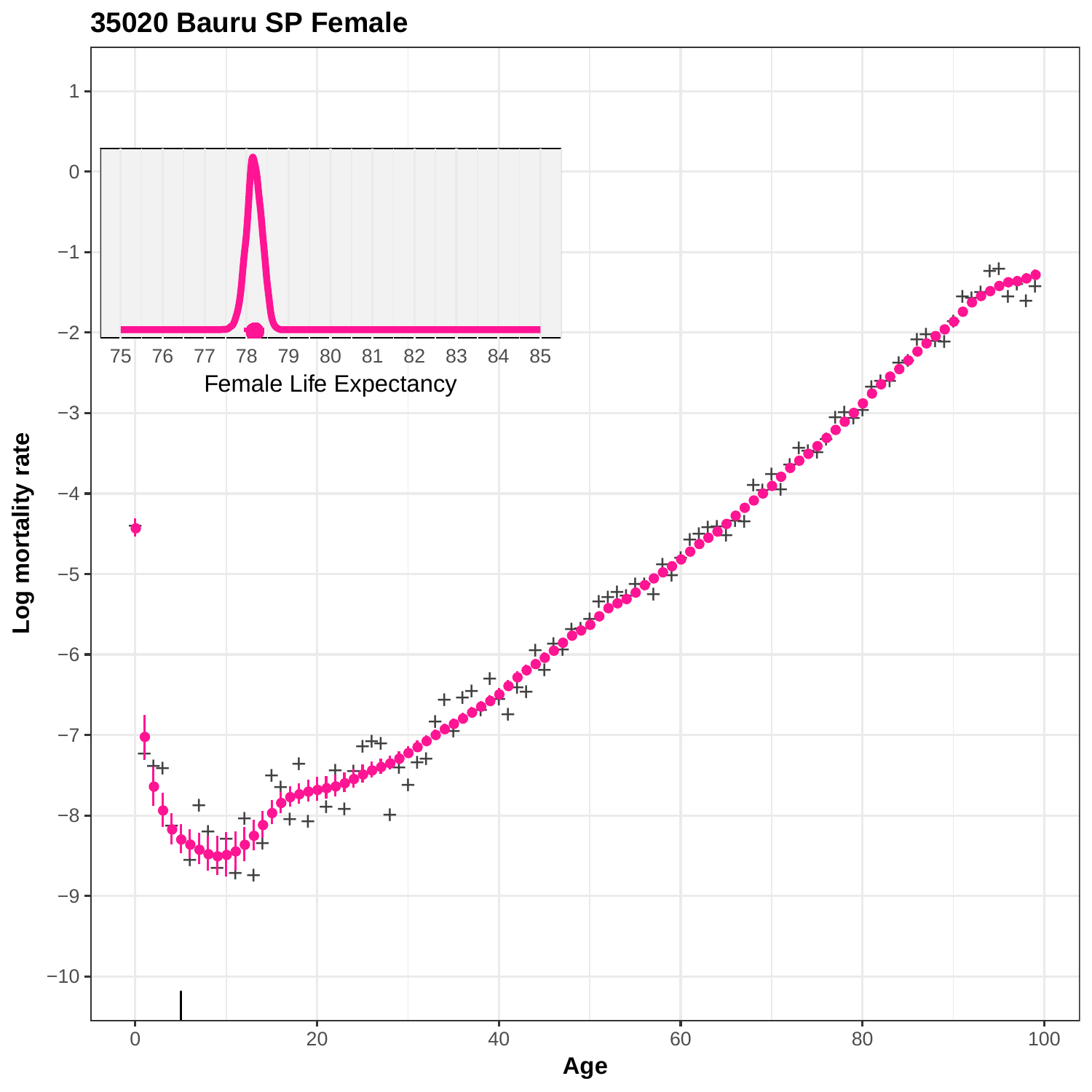**35020 Bauru SP Female**

Female Life Expectancy

Log mortality rate

Age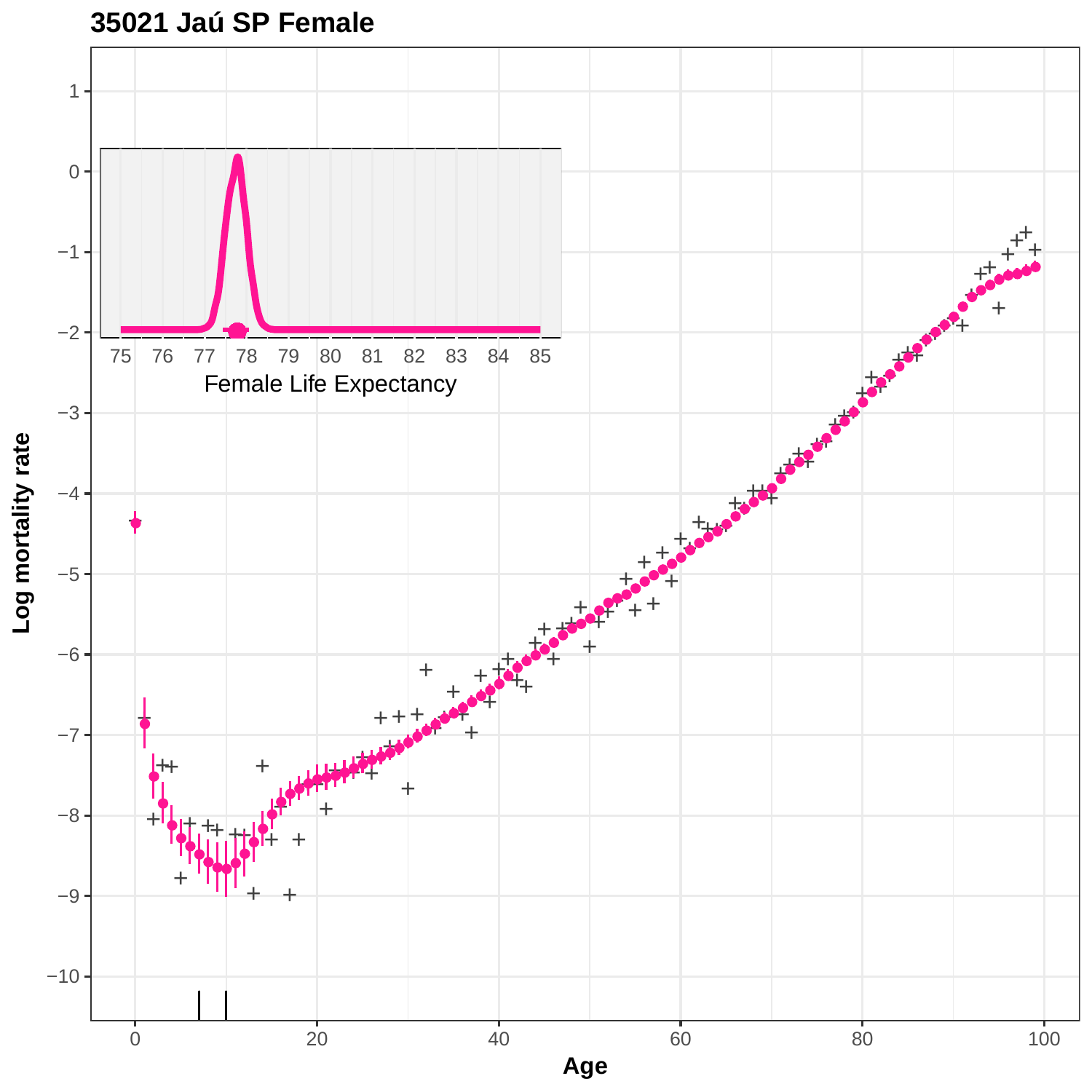**35021 Jaú SP Female**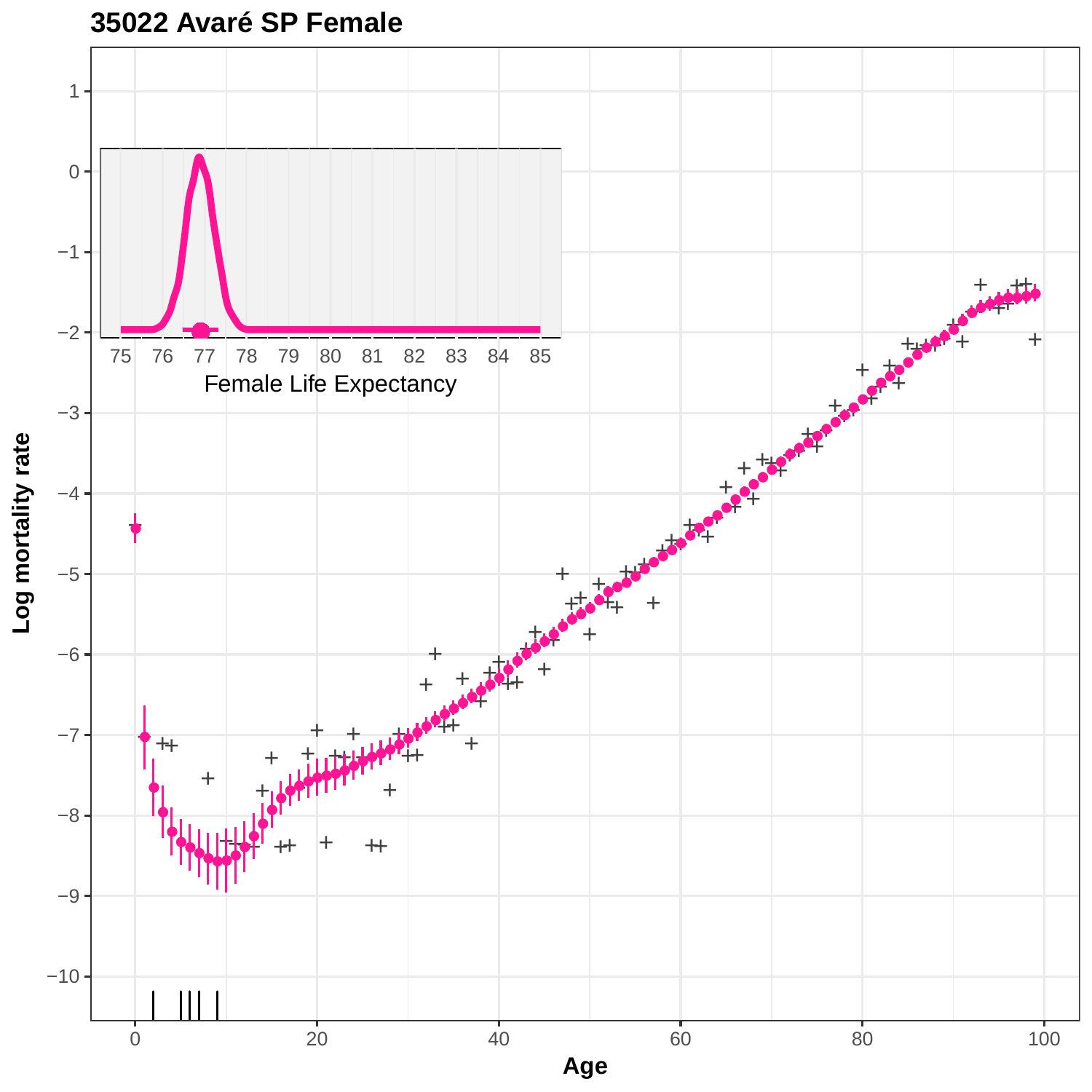# 35022 Avaré SP Female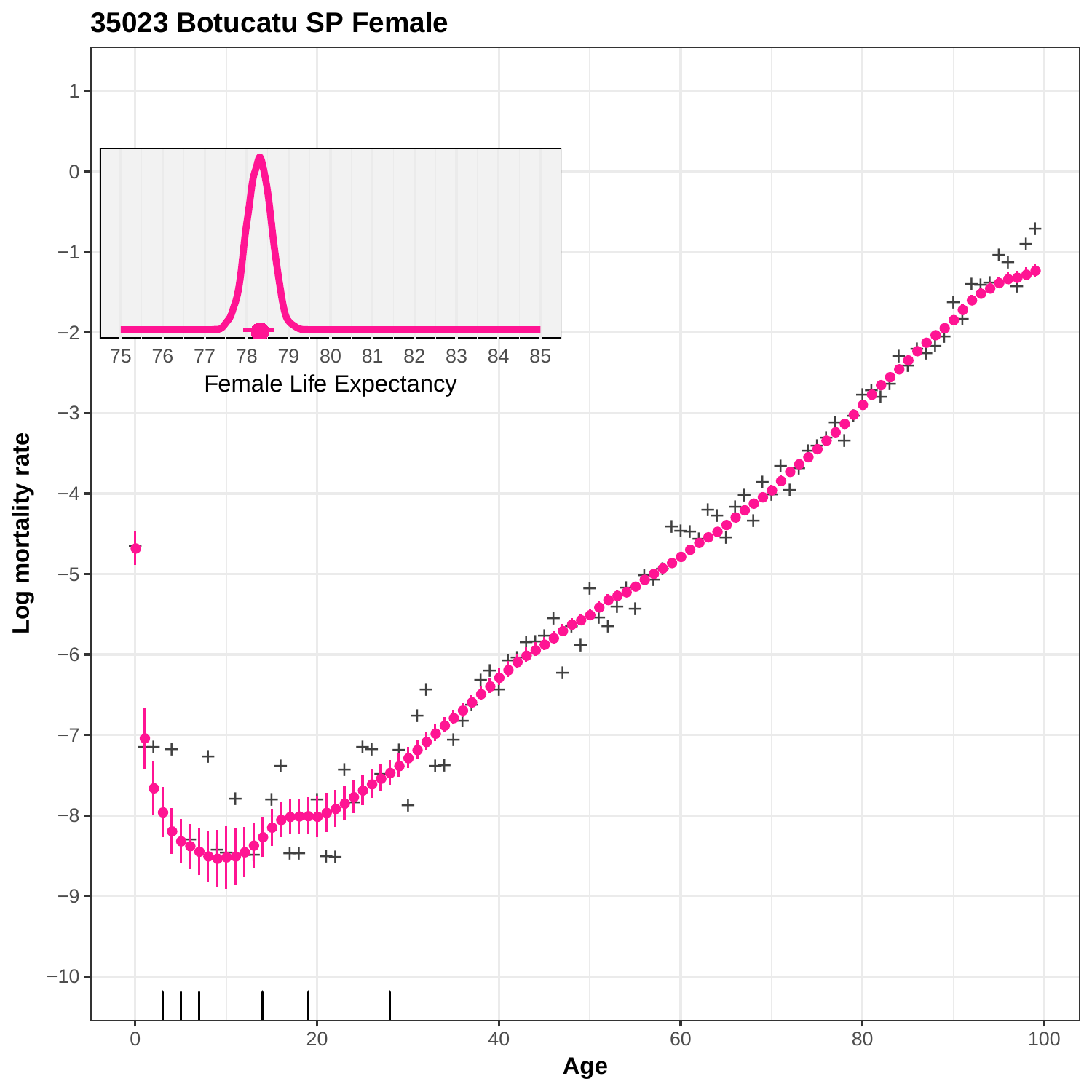**35023 Botucatu SP Female**

Log mortality rate

Age

Female Life Expectancy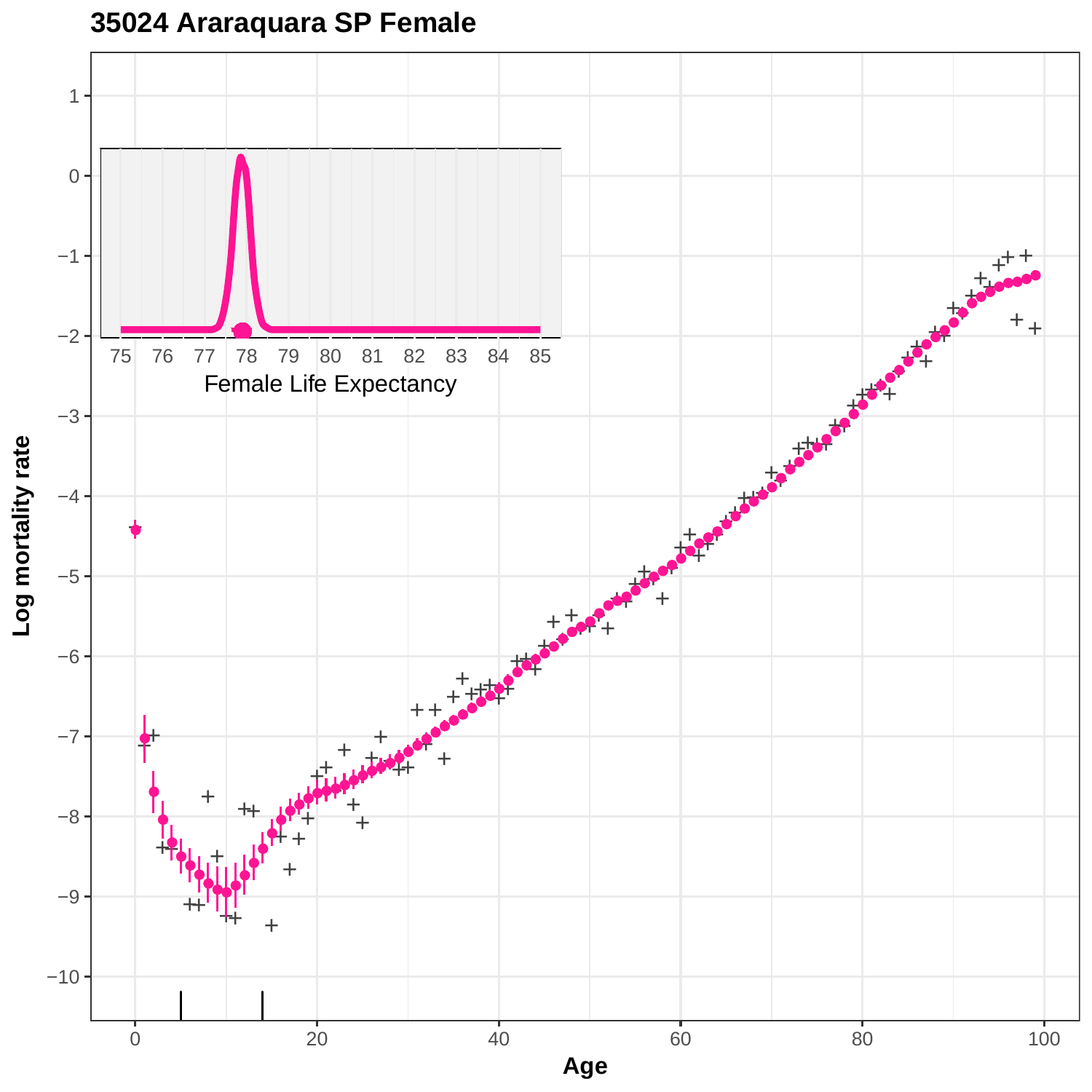## 35024 Araraquara SP Female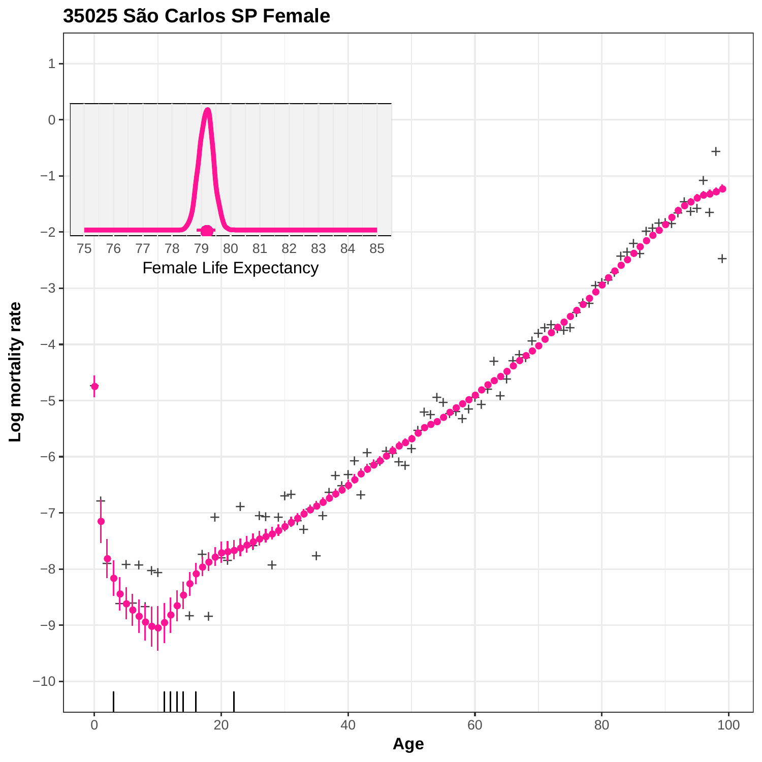# 35025 São Carlos SP Female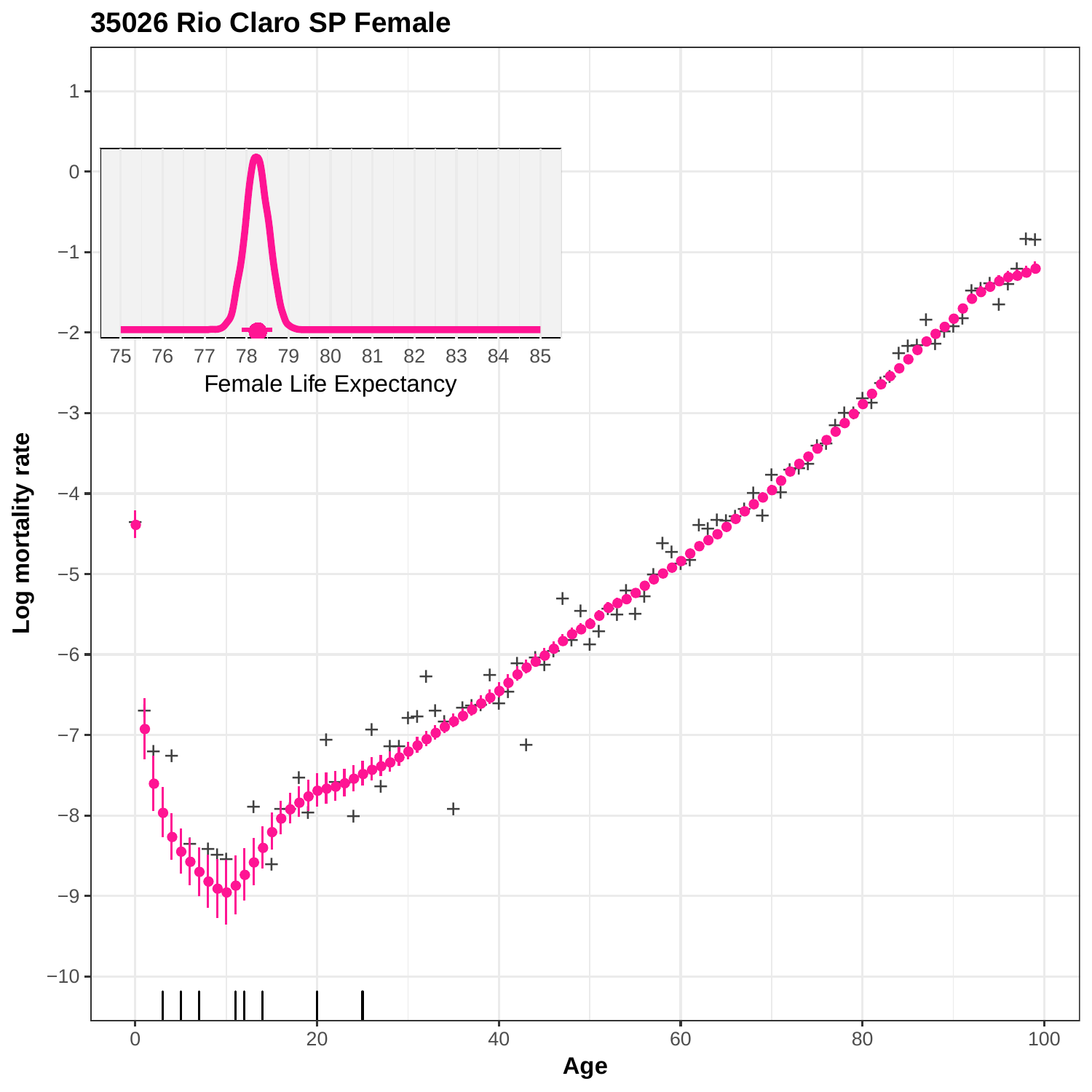**35026 Rio Claro SP Female**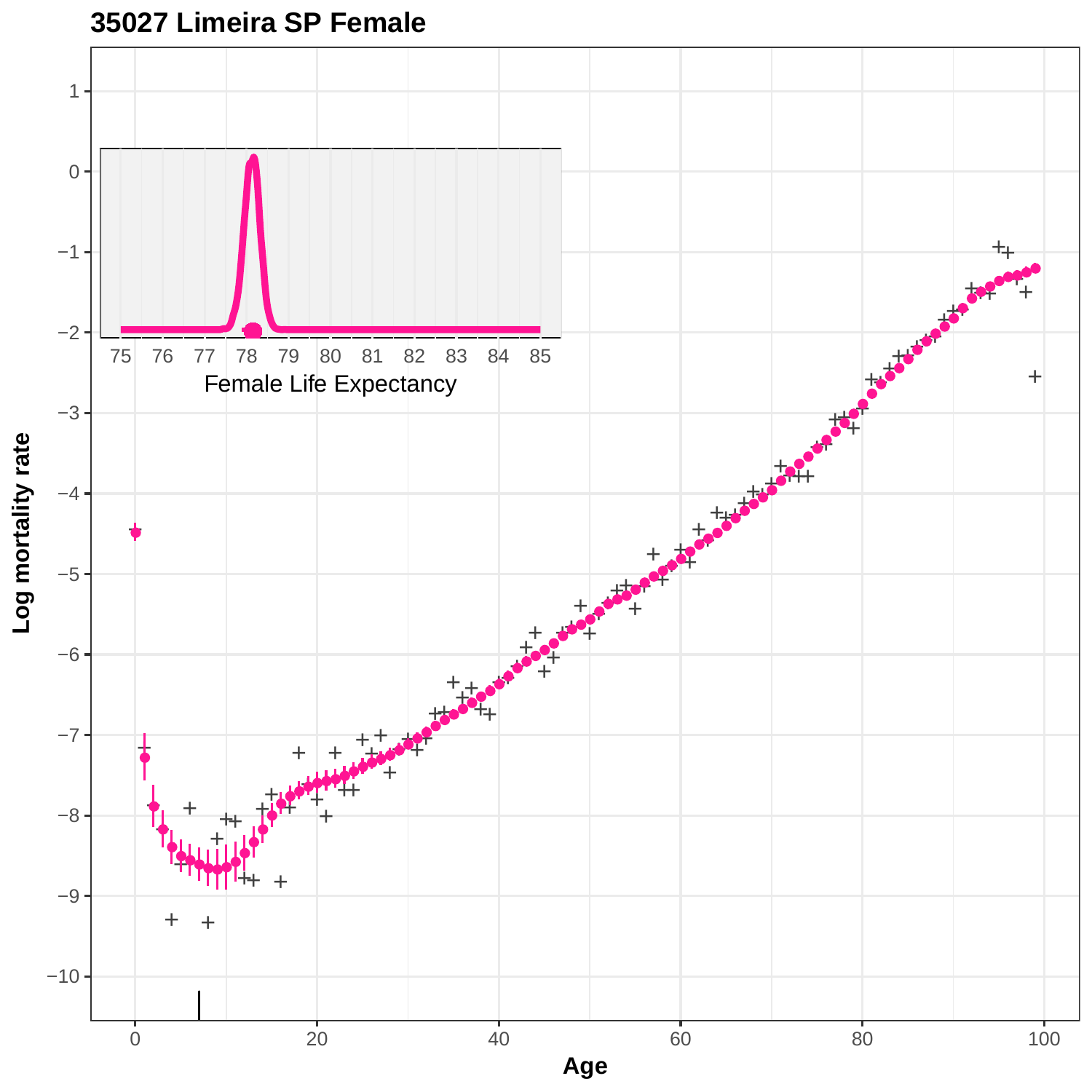# 35027 Limeira SP Female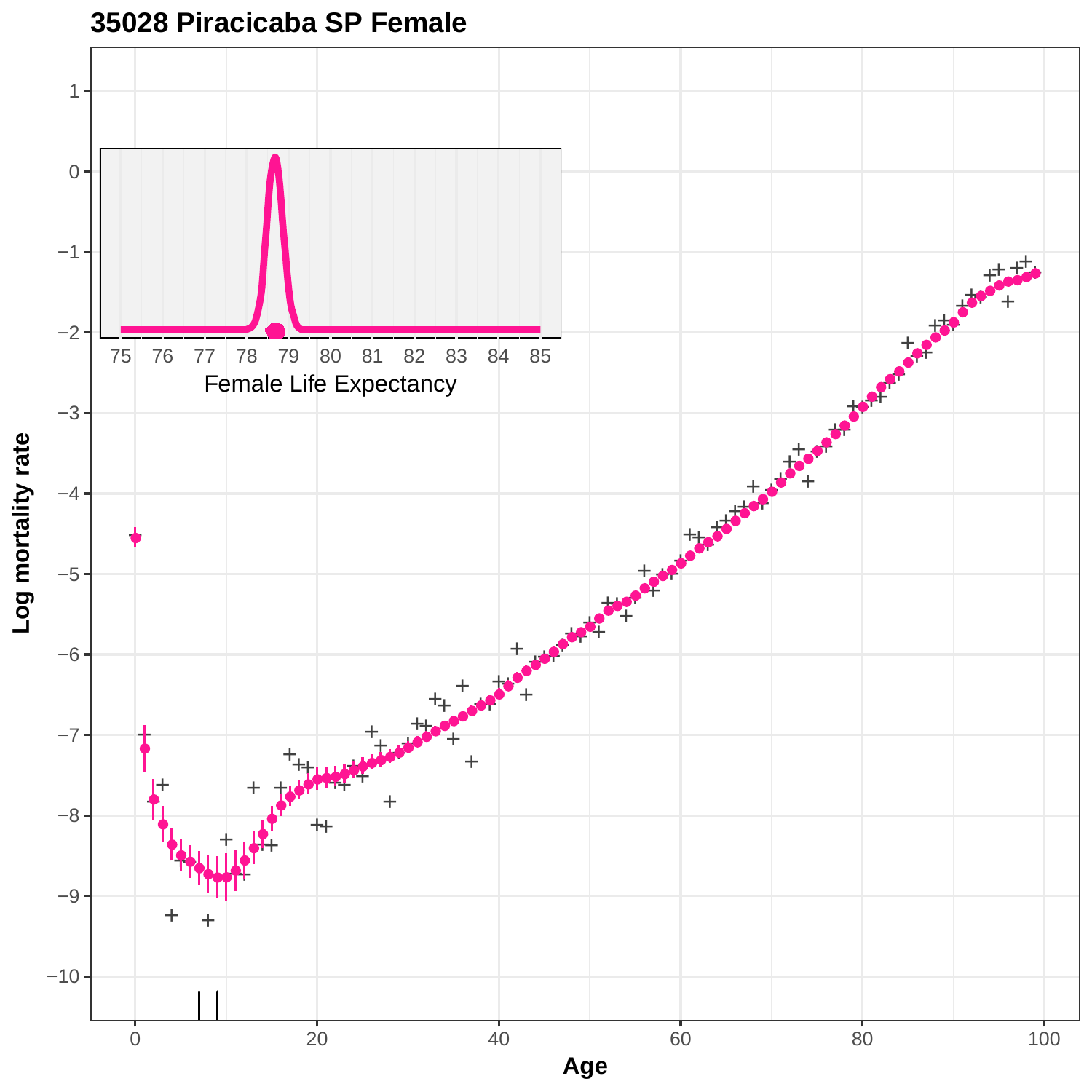# 35028 Piracicaba SP Female

Female Life Expectancy

Log mortality rate

Age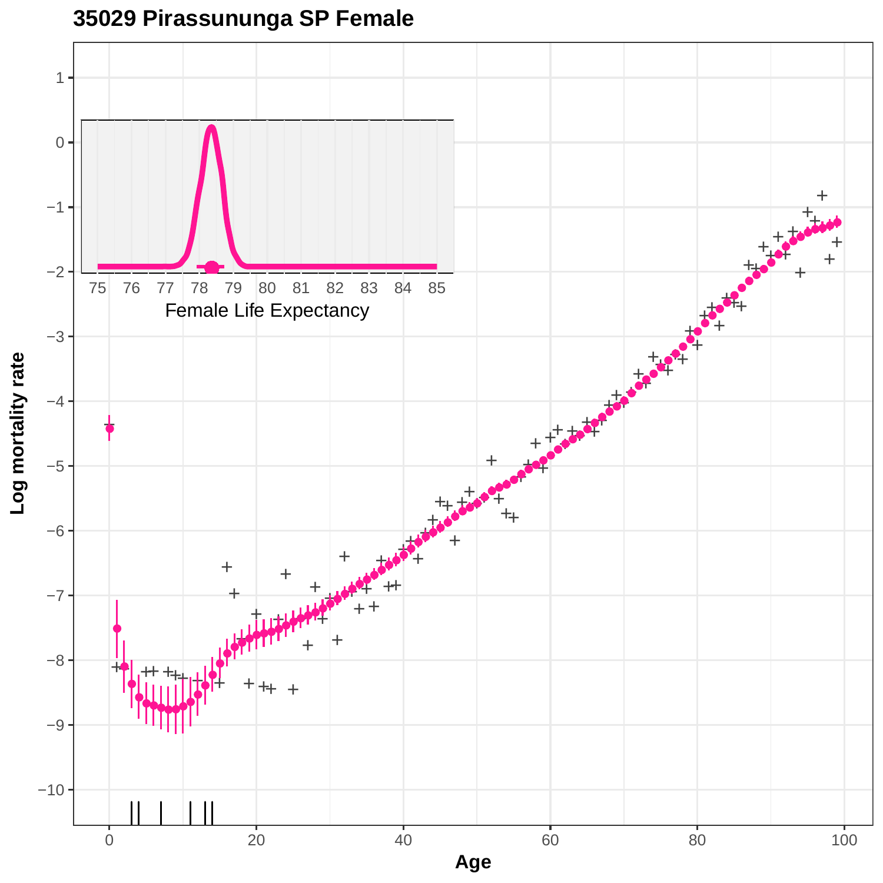## 35029 Pirassununga SP Female

Log mortality rate

Age

Female Life Expectancy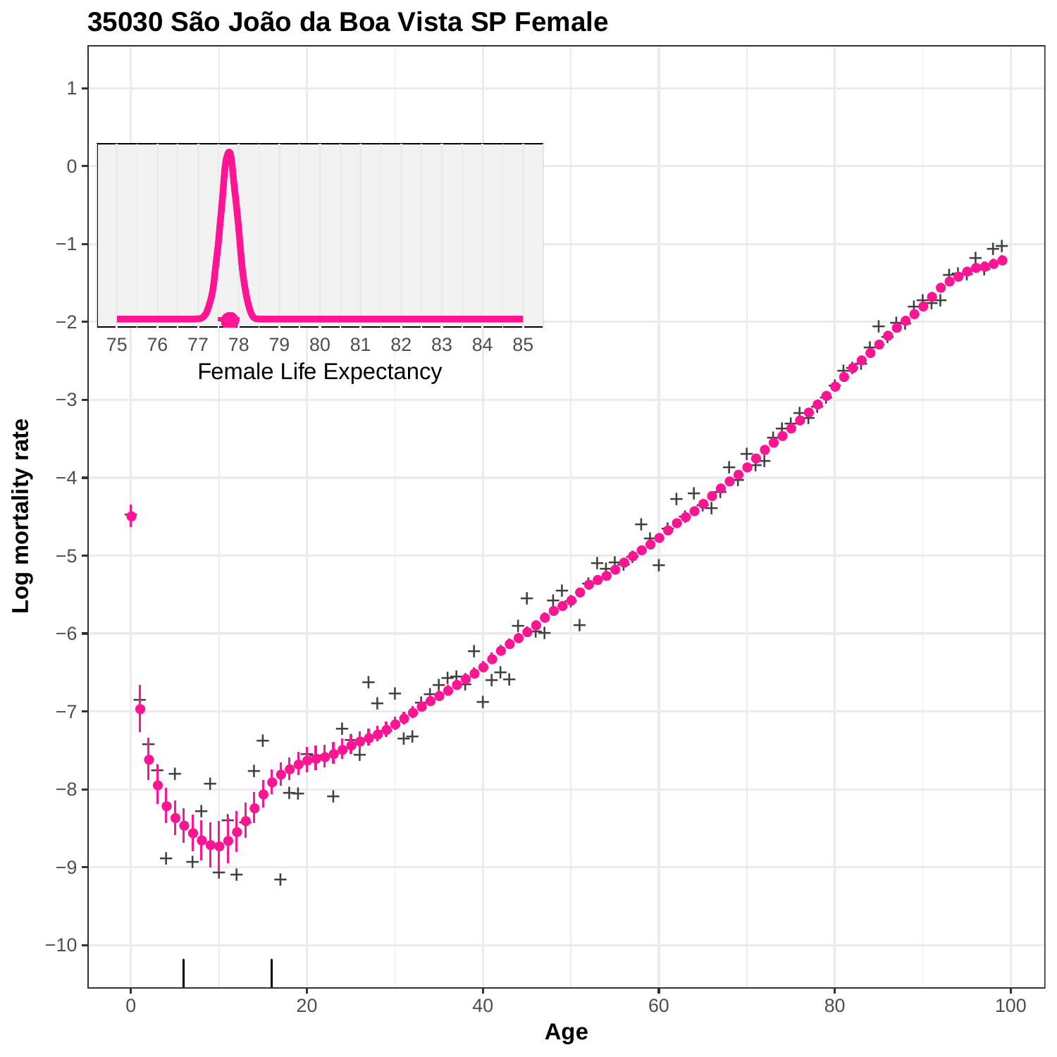# 35030 São João da Boa Vista SP Female

Female Life Expectancy

Log mortality rate

Age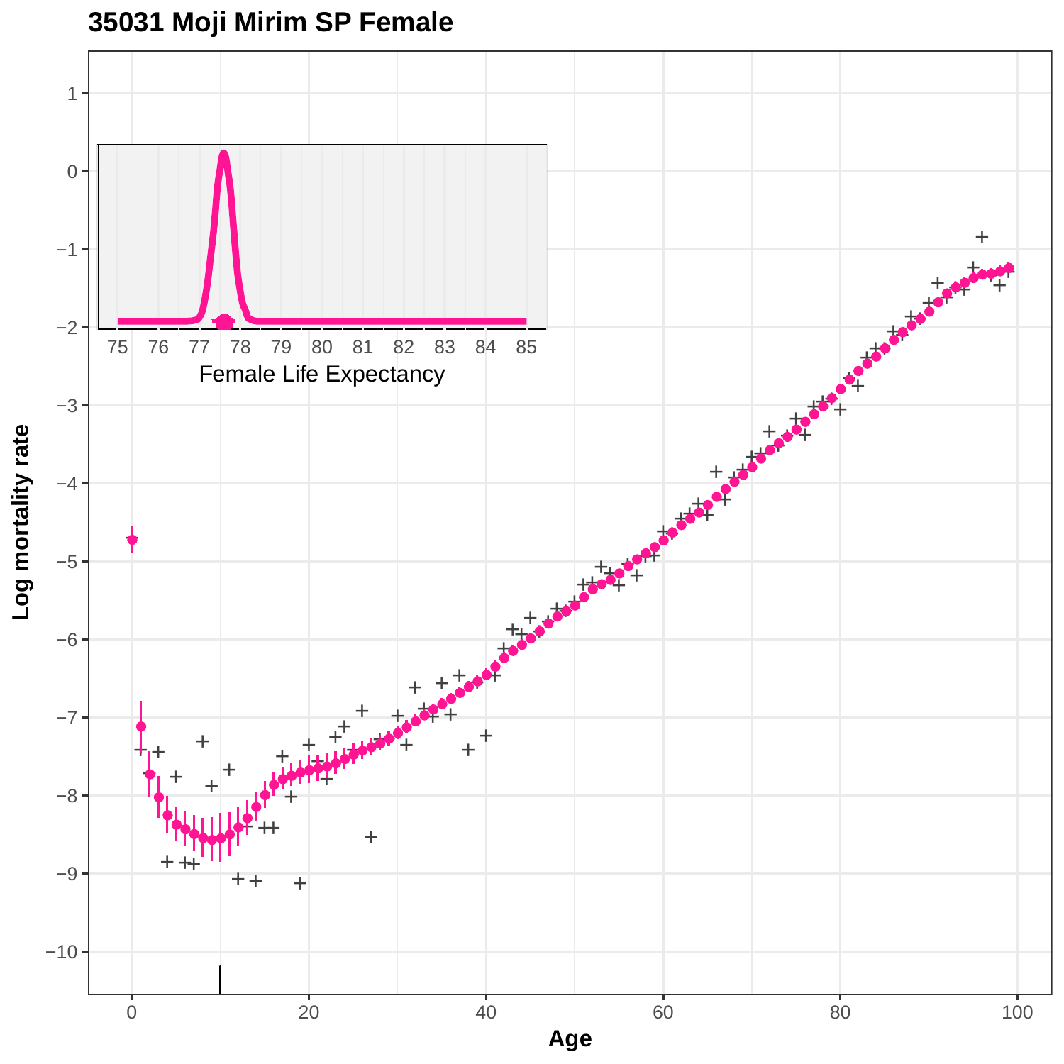# 35031 Moji Mirim SP Female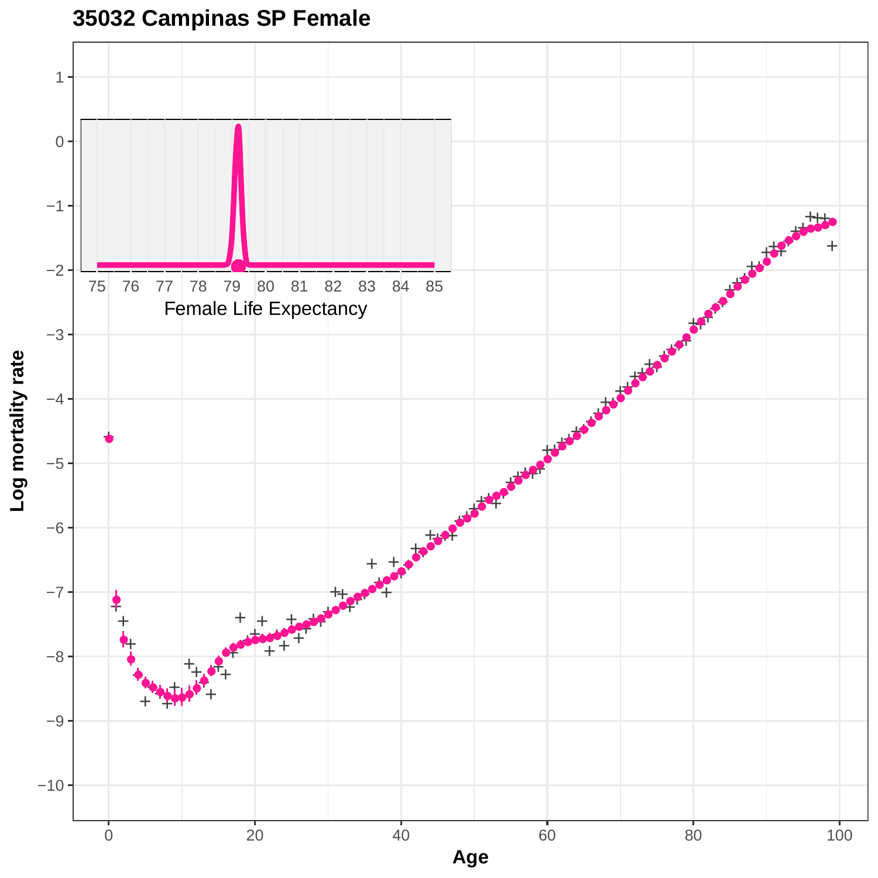**35032 Campinas SP Female**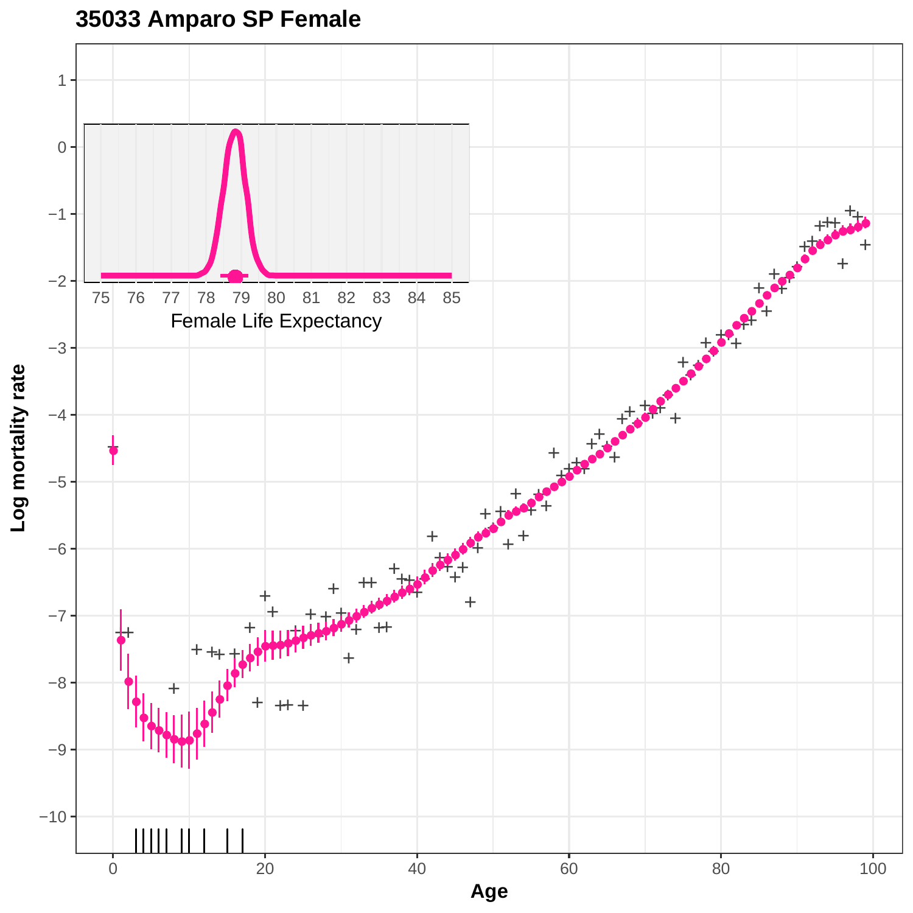# 35033 Amparo SP Female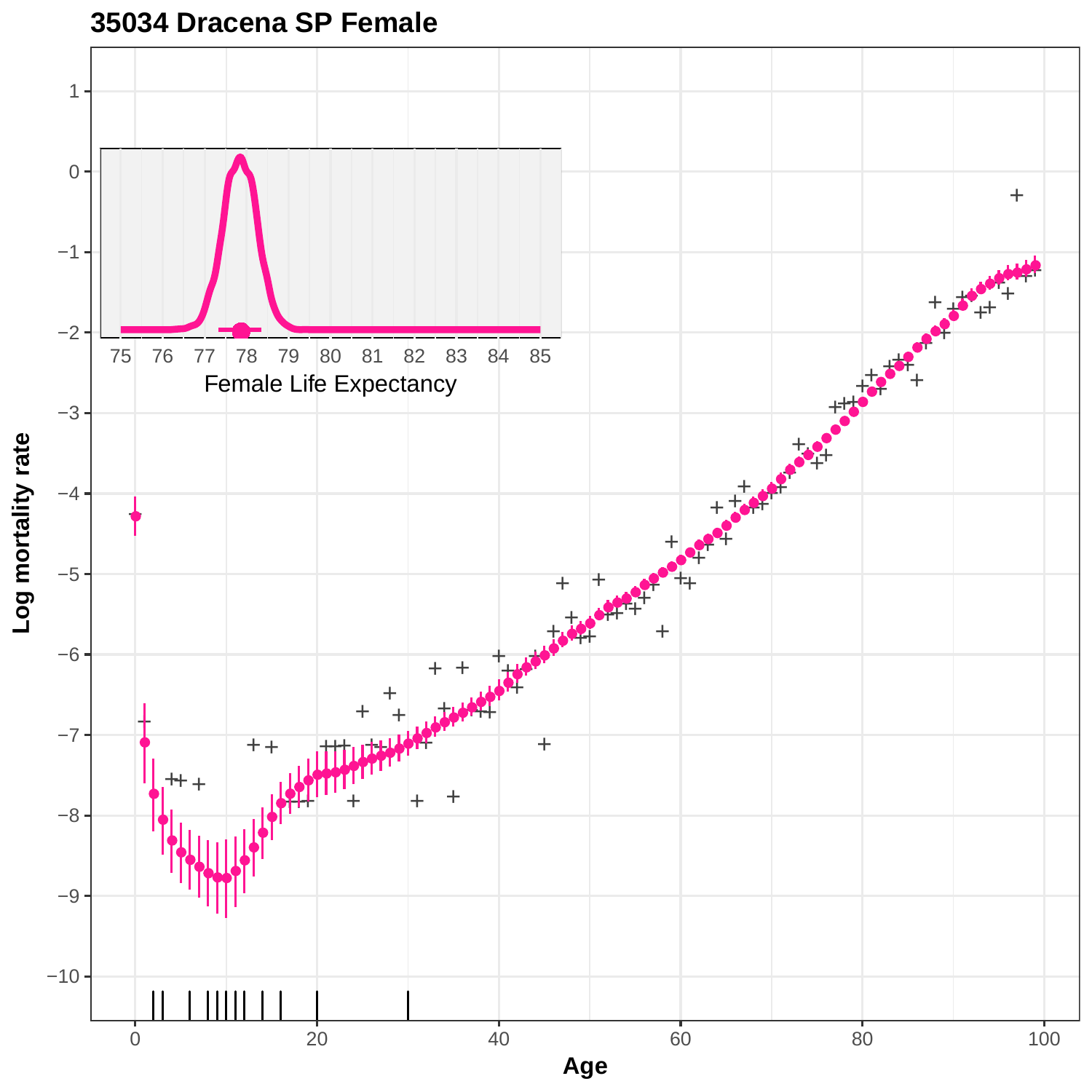**35034 Dracena SP Female**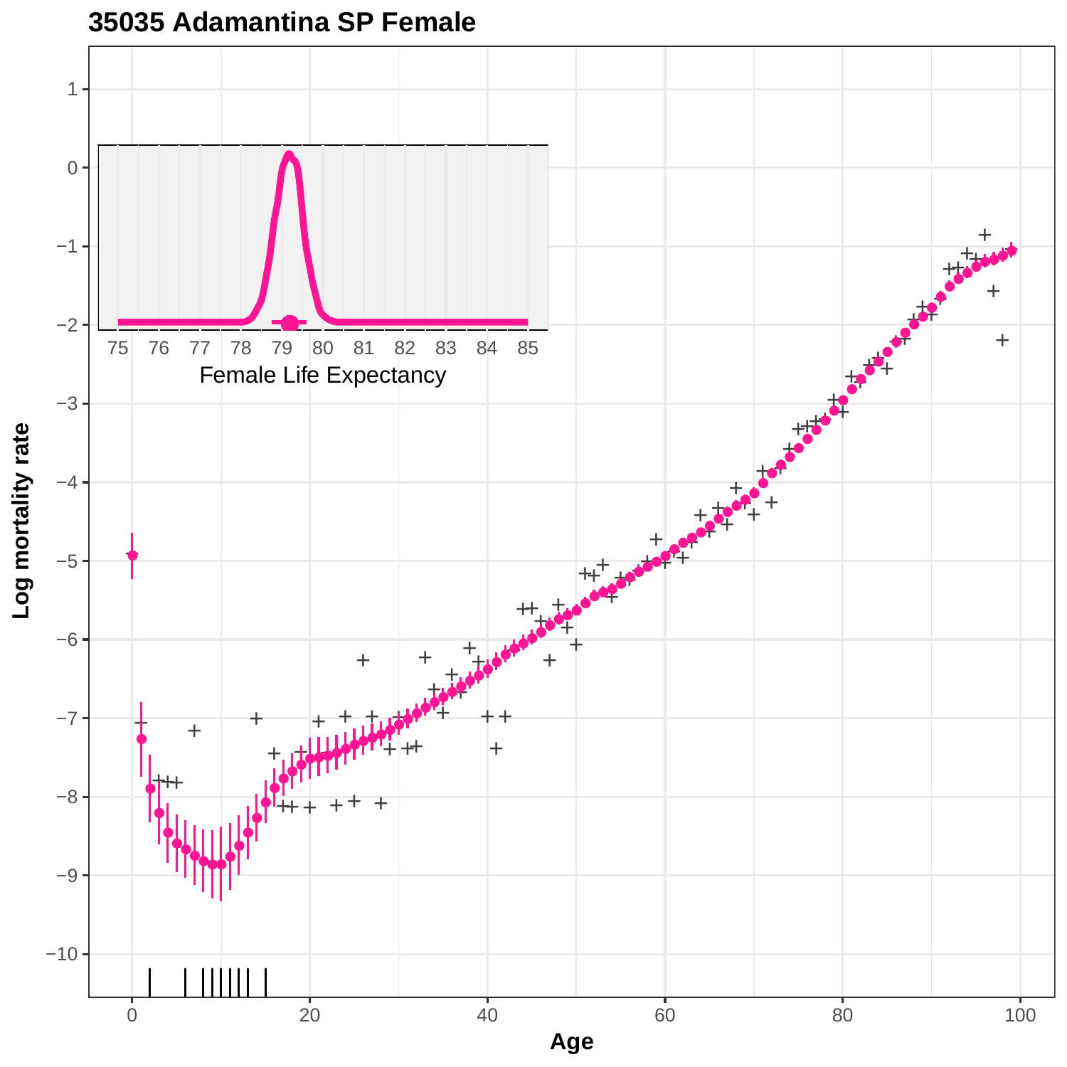**35035 Adamantina SP Female**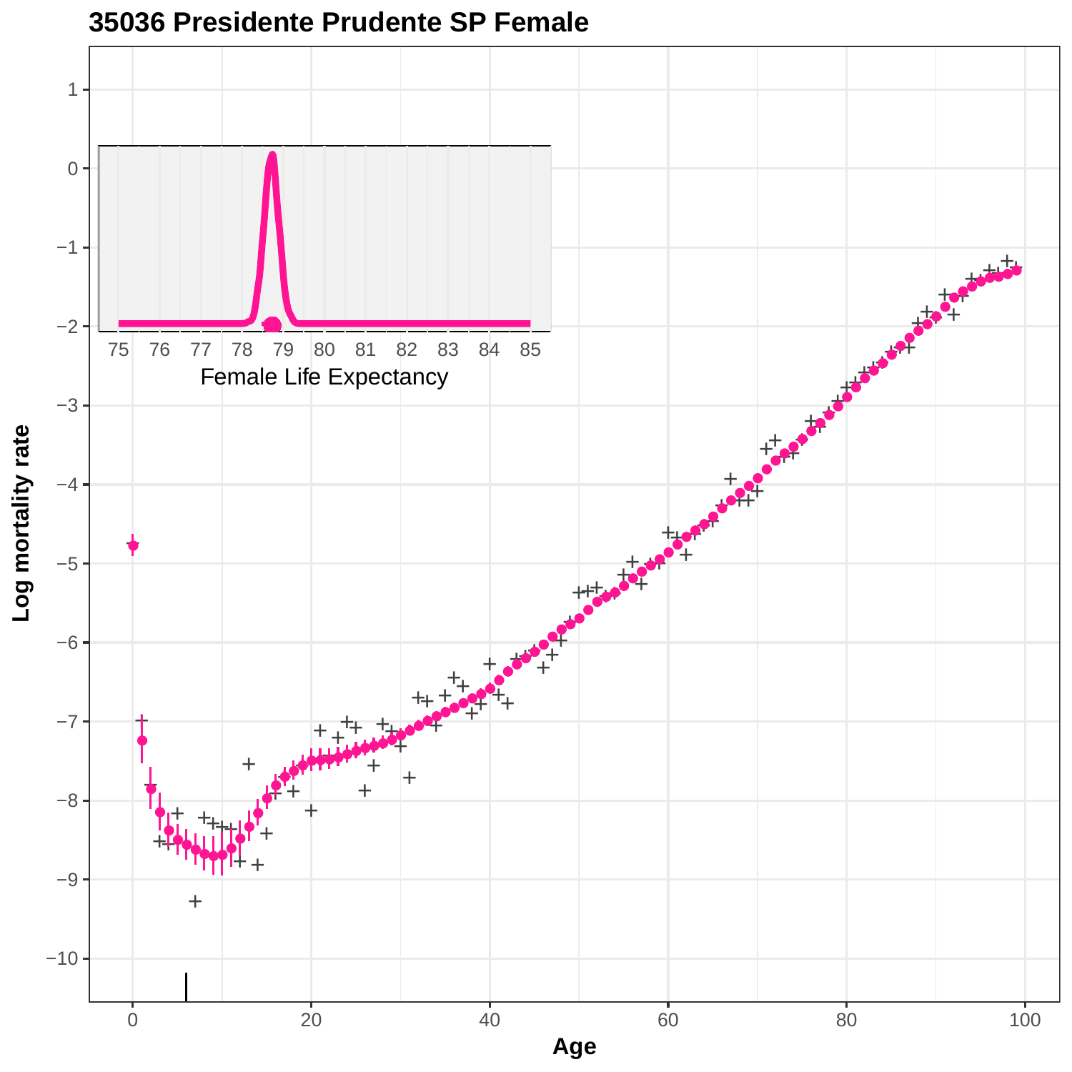# 35036 Presidente Prudente SP Female

Female Life Expectancy

Log mortality rate

Age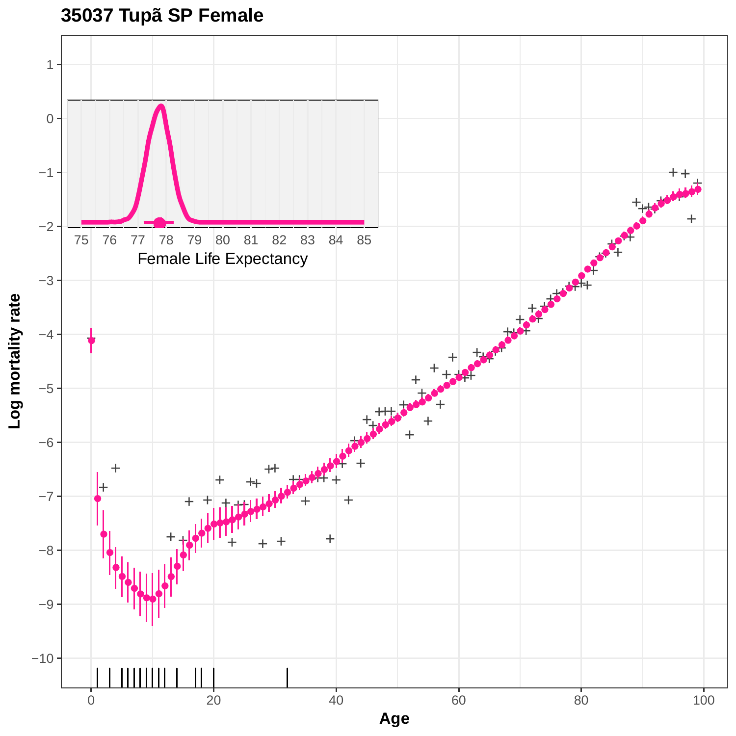# 35037 Tupã SP Female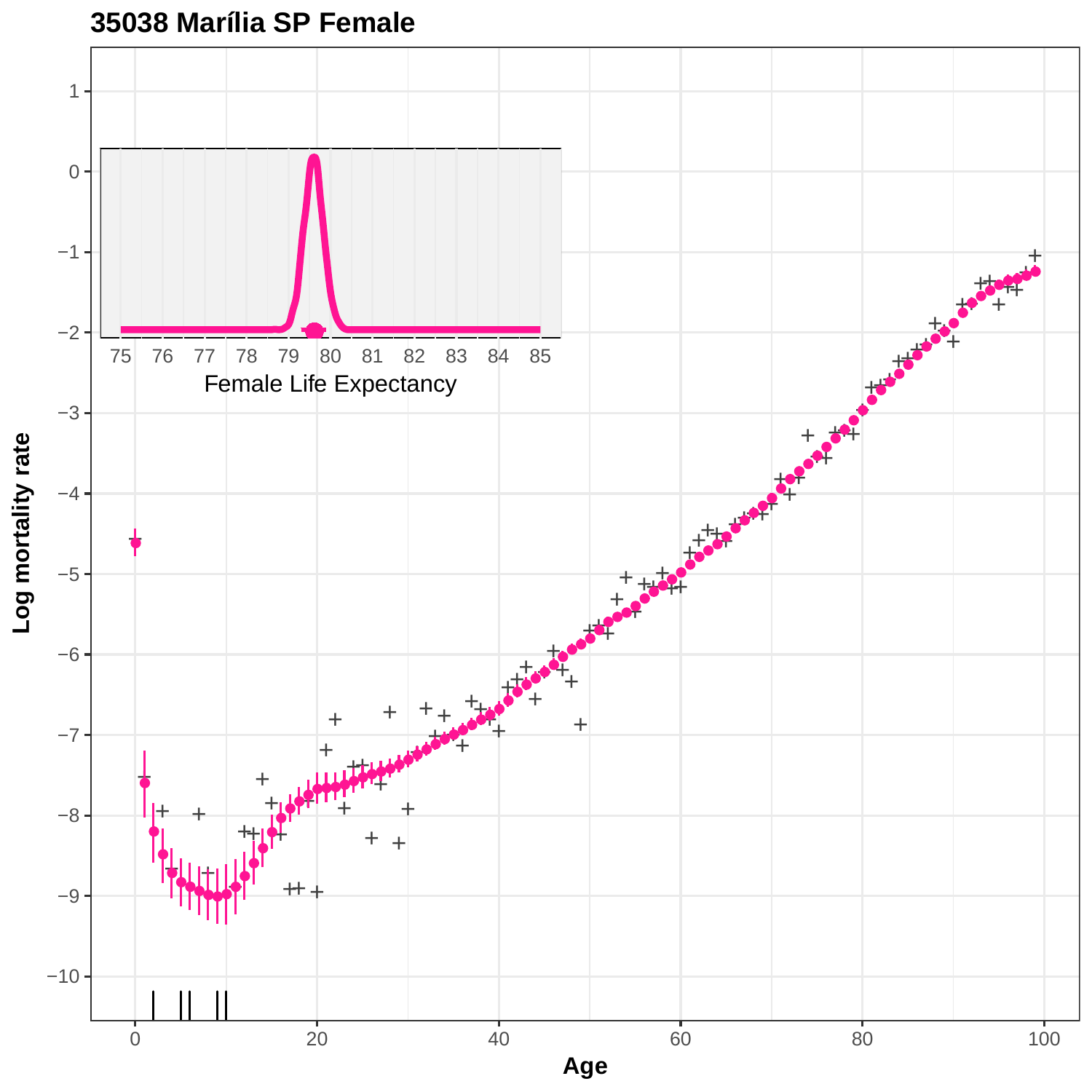## 35038 Marília SP Female

Log mortality rate

Age

Female Life Expectancy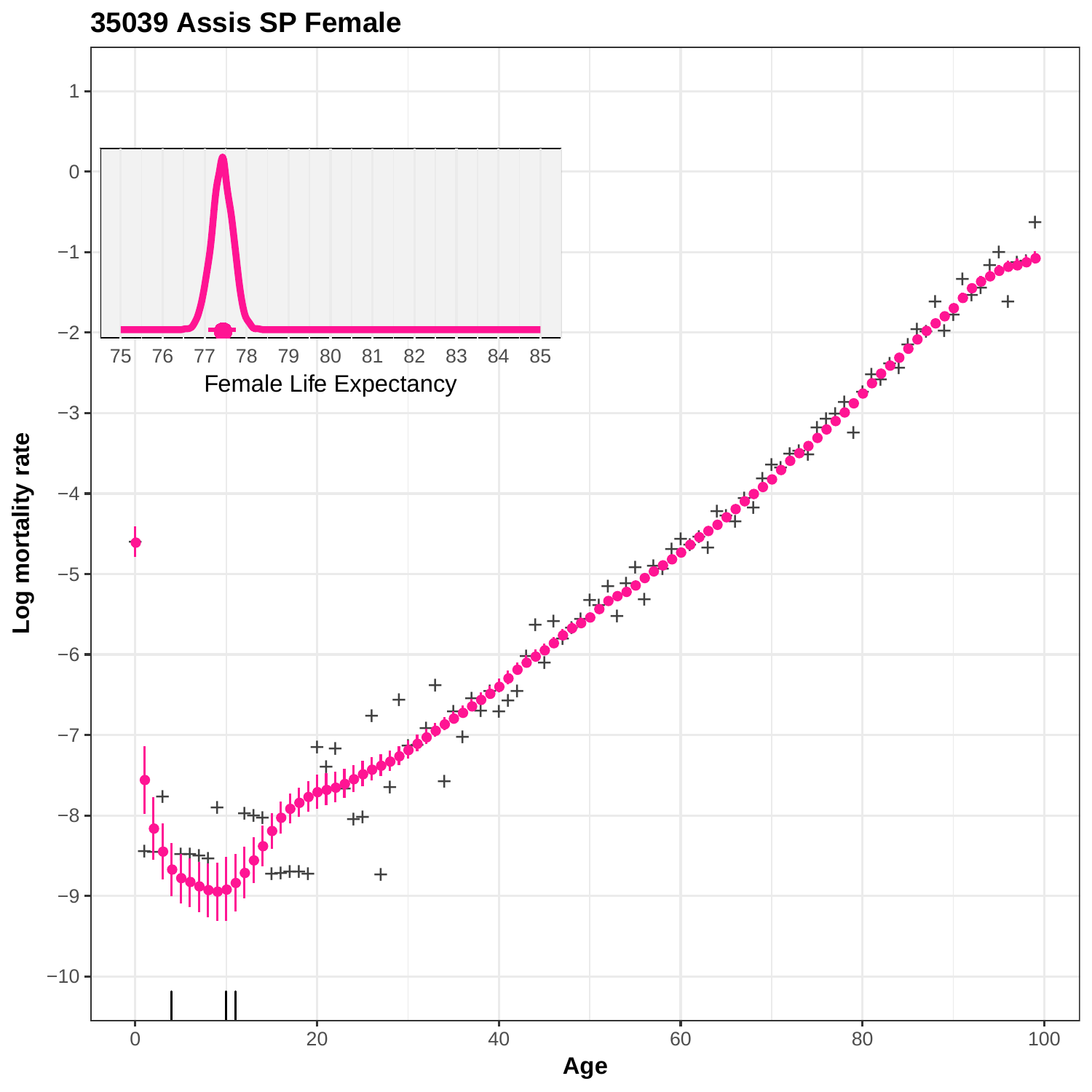**35039 Assis SP Female**

Log mortality rate

Age

Female Life Expectancy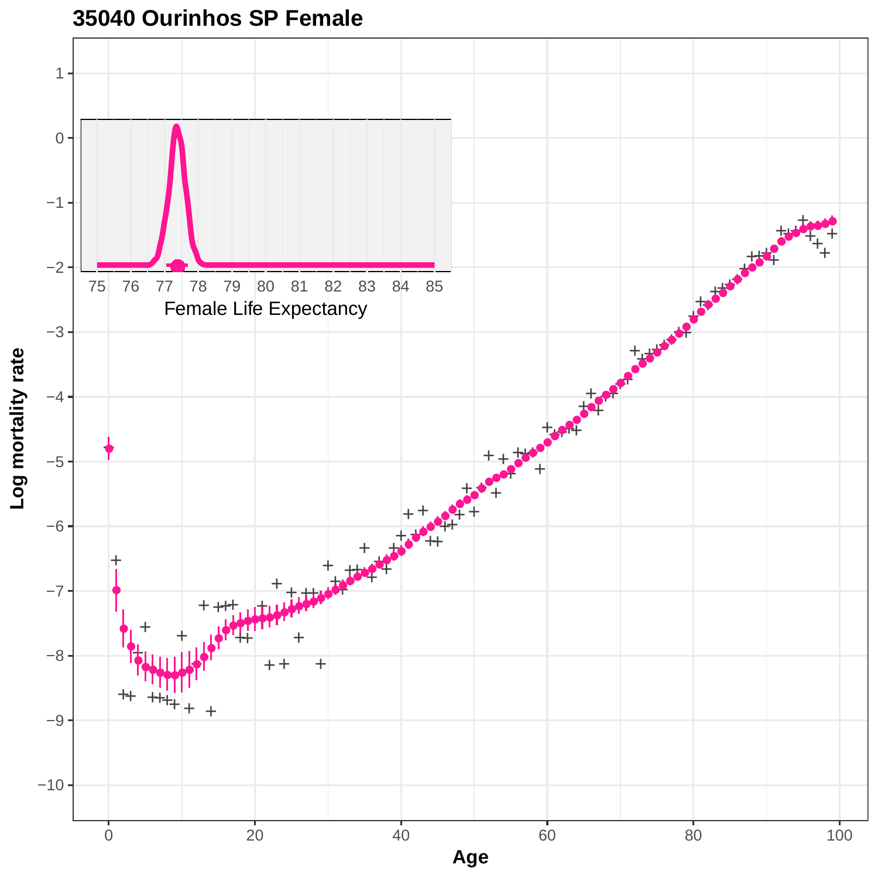# 35040 Ourinhos SP Female

Female Life Expectancy

Log mortality rate

Age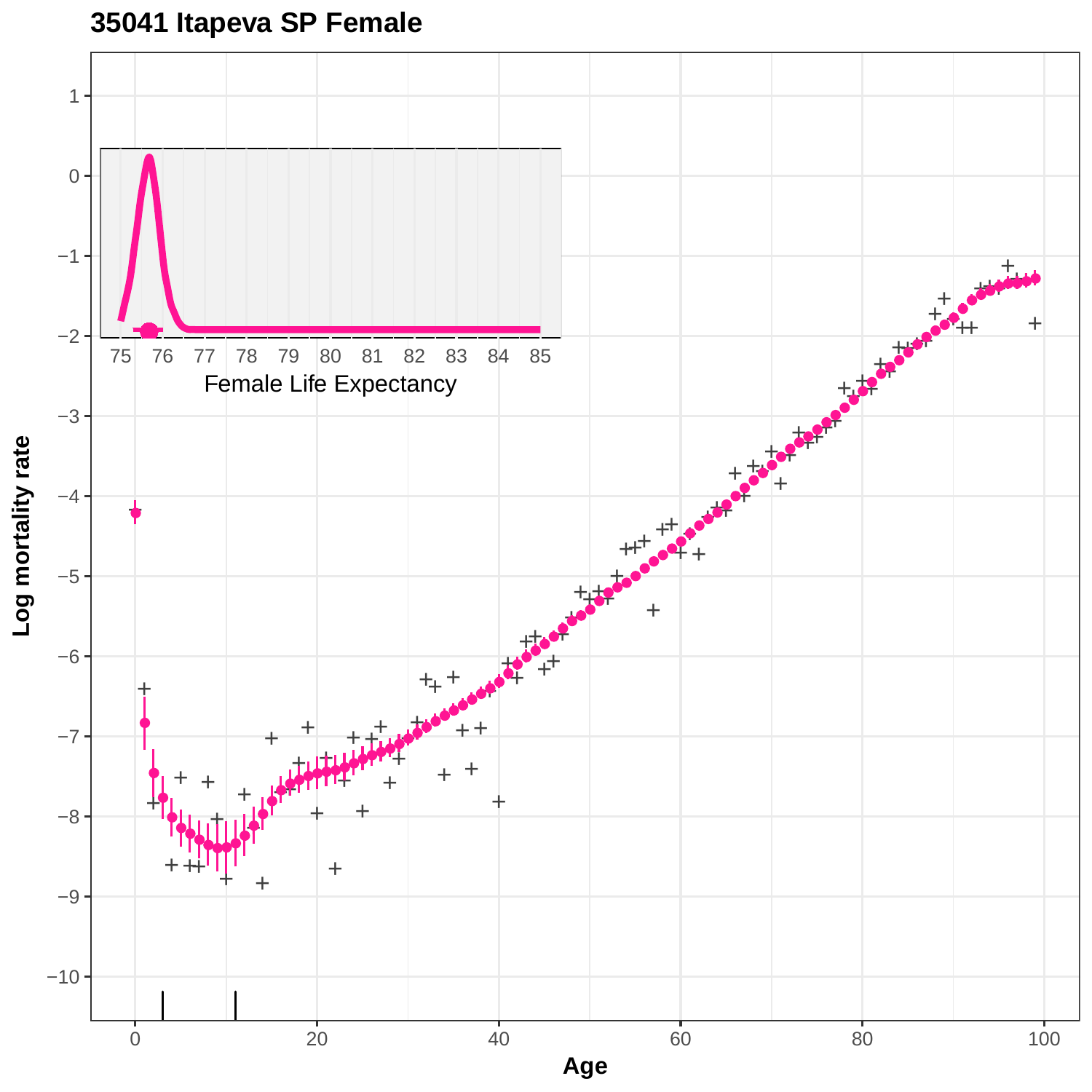## 35041 Itapeva SP Female

Log mortality rate

Age

Female Life Expectancy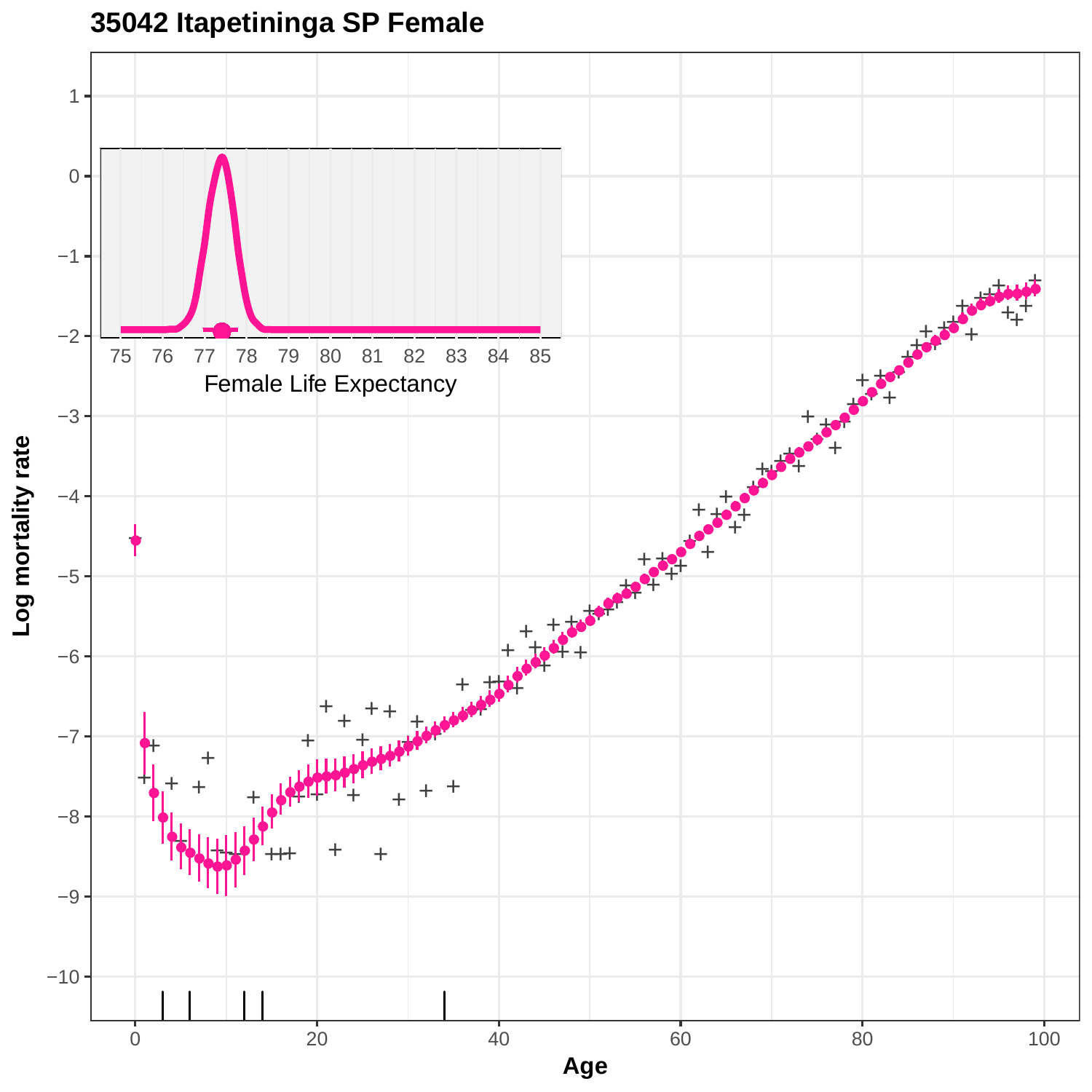# 35042 Itapetininga SP Female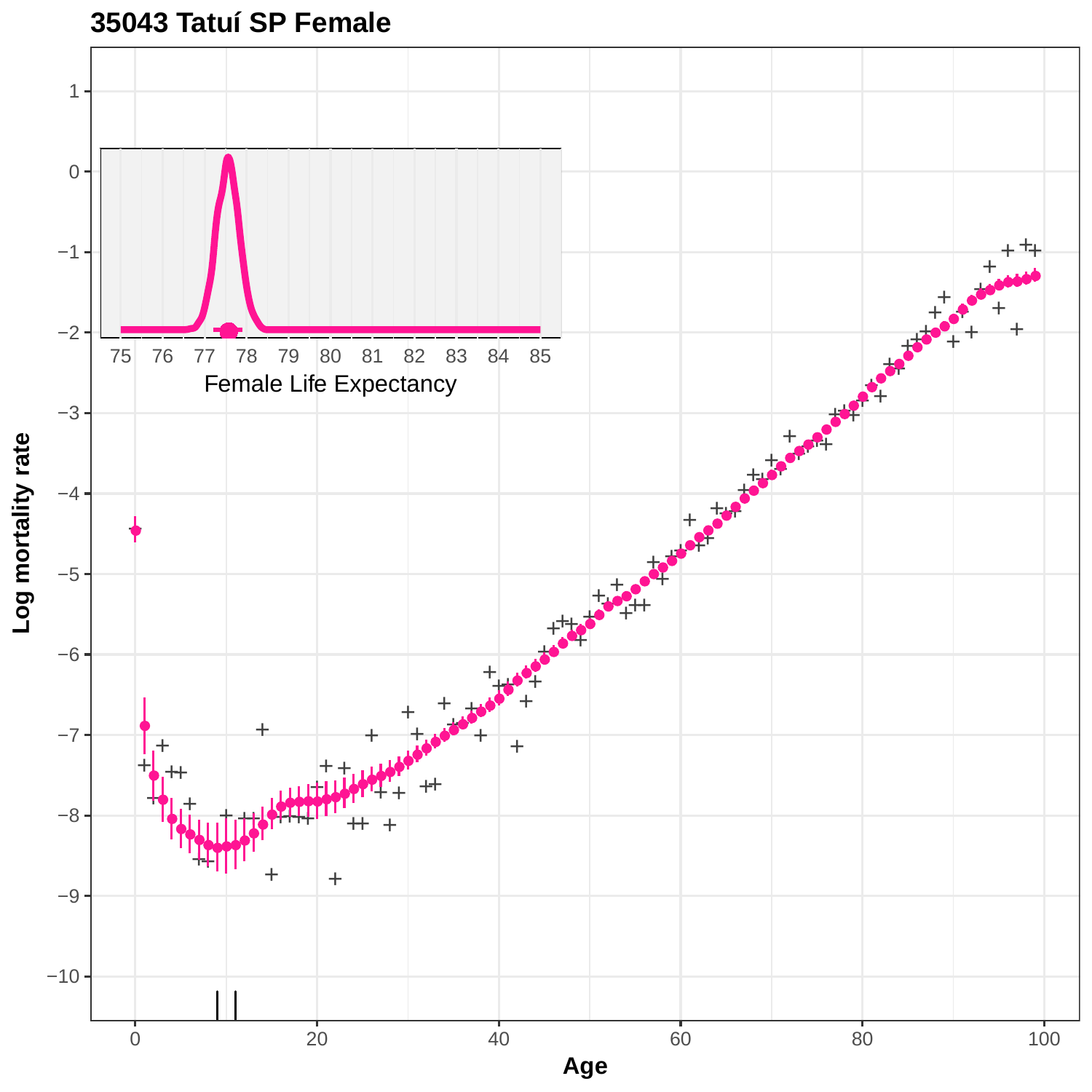# 35043 Tatuí SP Female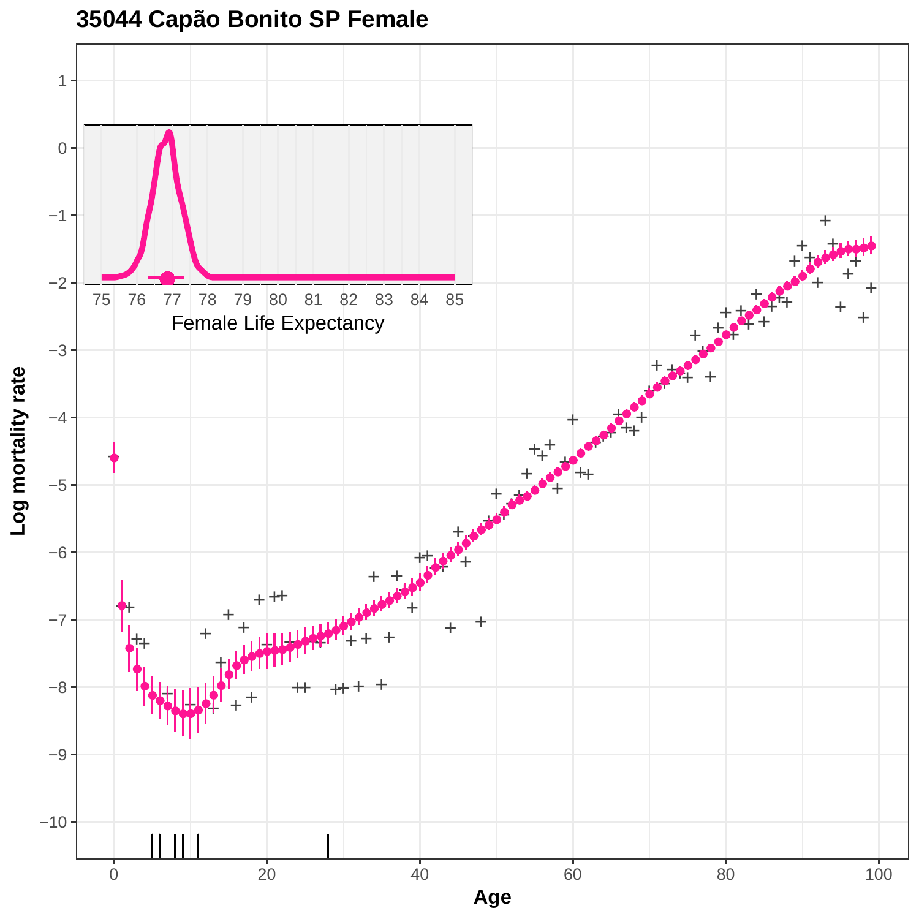# 35044 Capão Bonito SP Female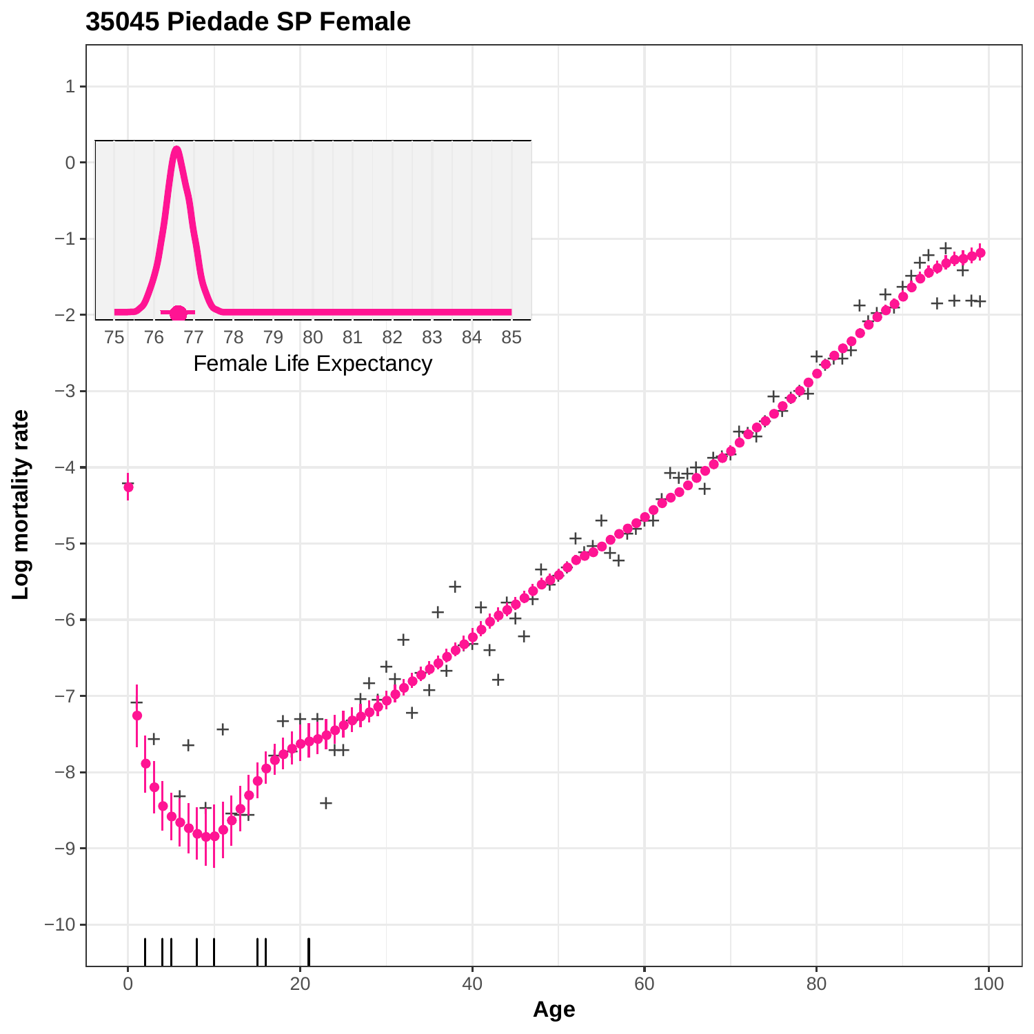# 35045 Piedade SP Female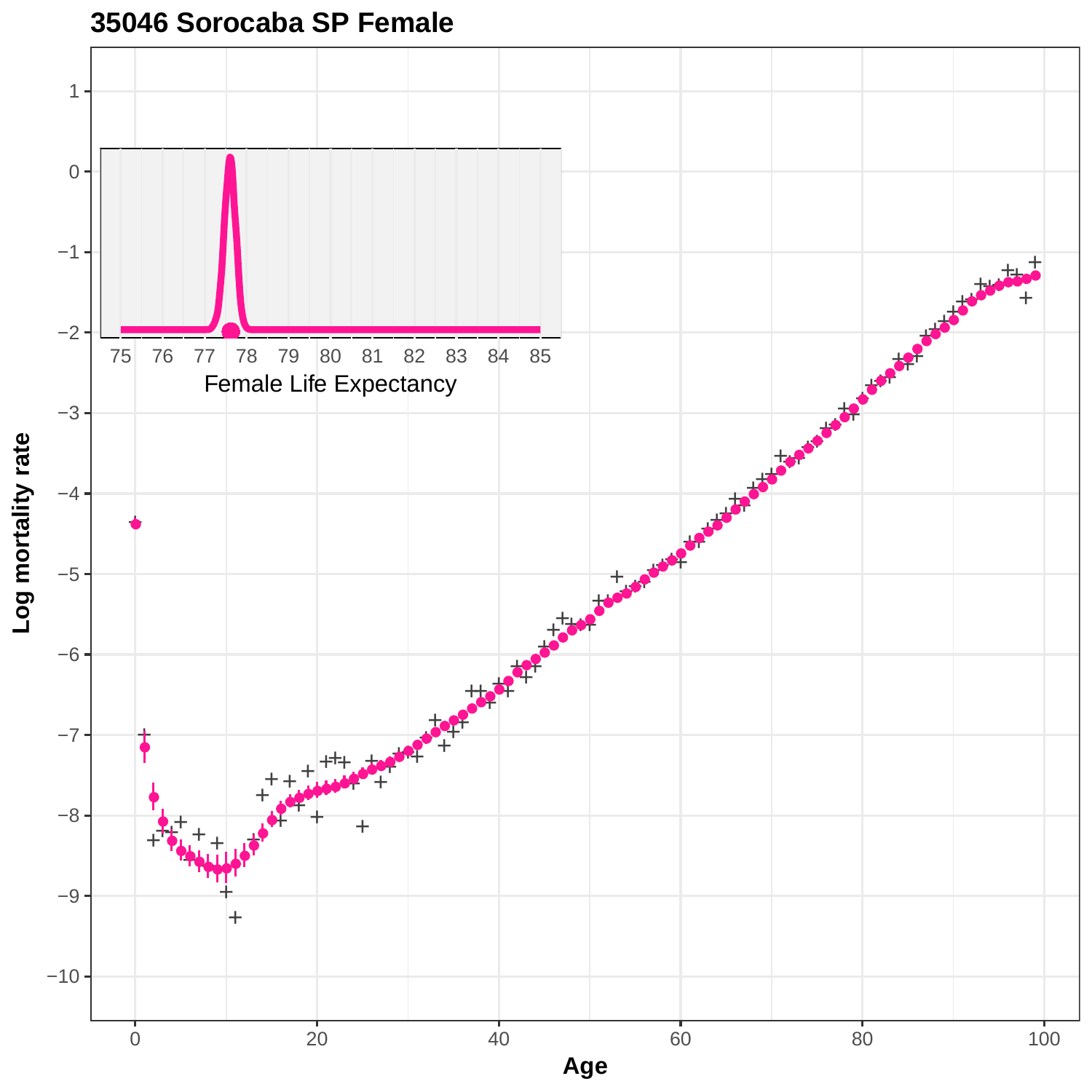# 35046 Sorocaba SP Female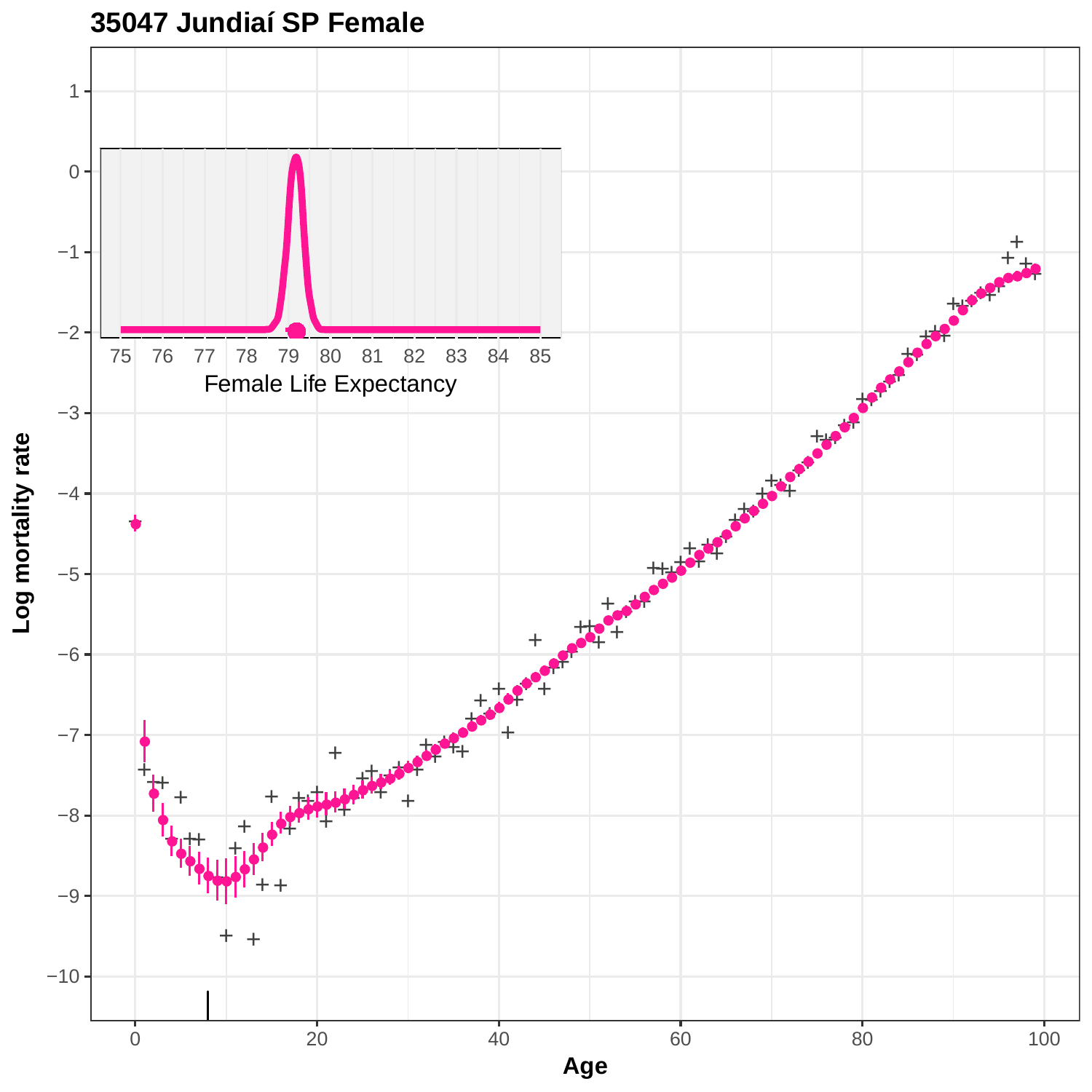## 35047 Jundiaí SP Female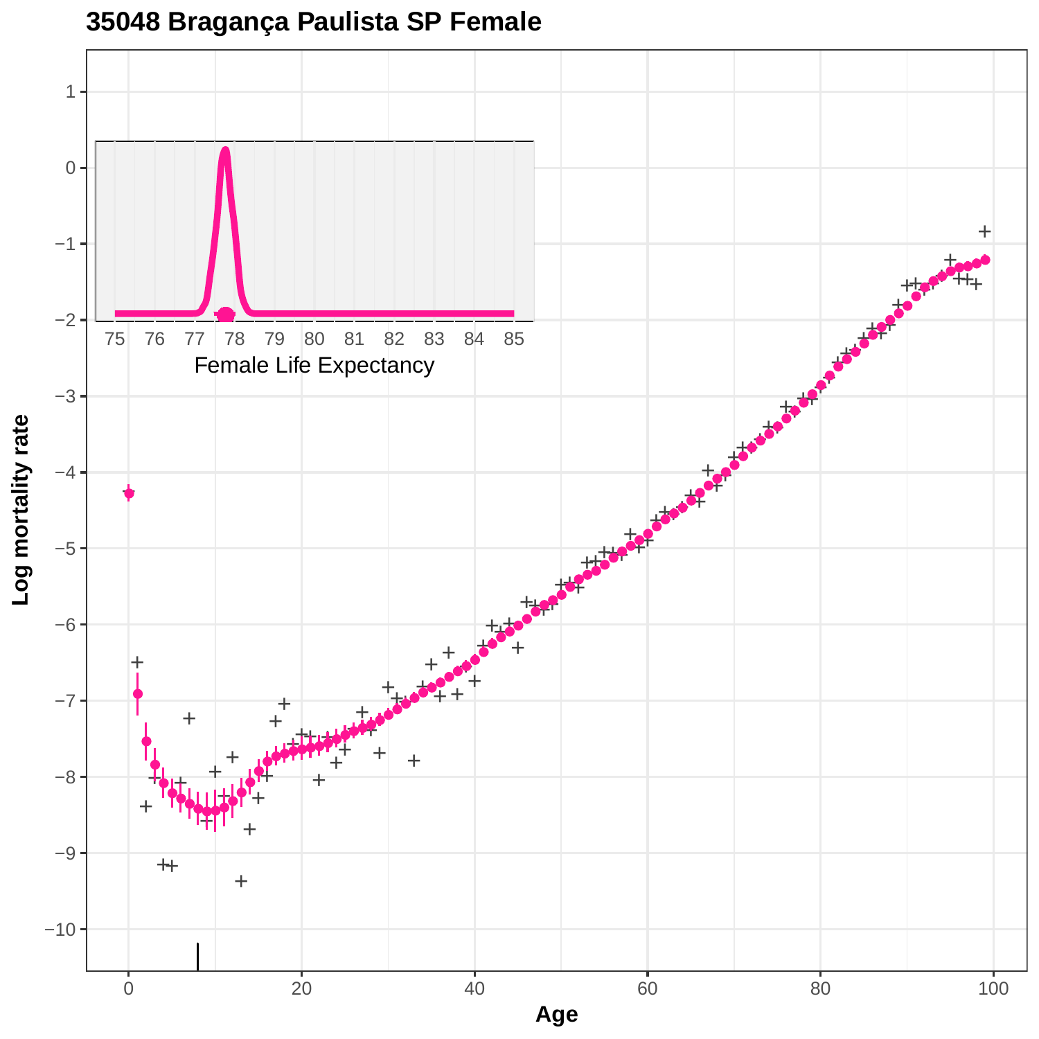# 35048 Bragança Paulista SP Female

Log mortality rate

Age

Female Life Expectancy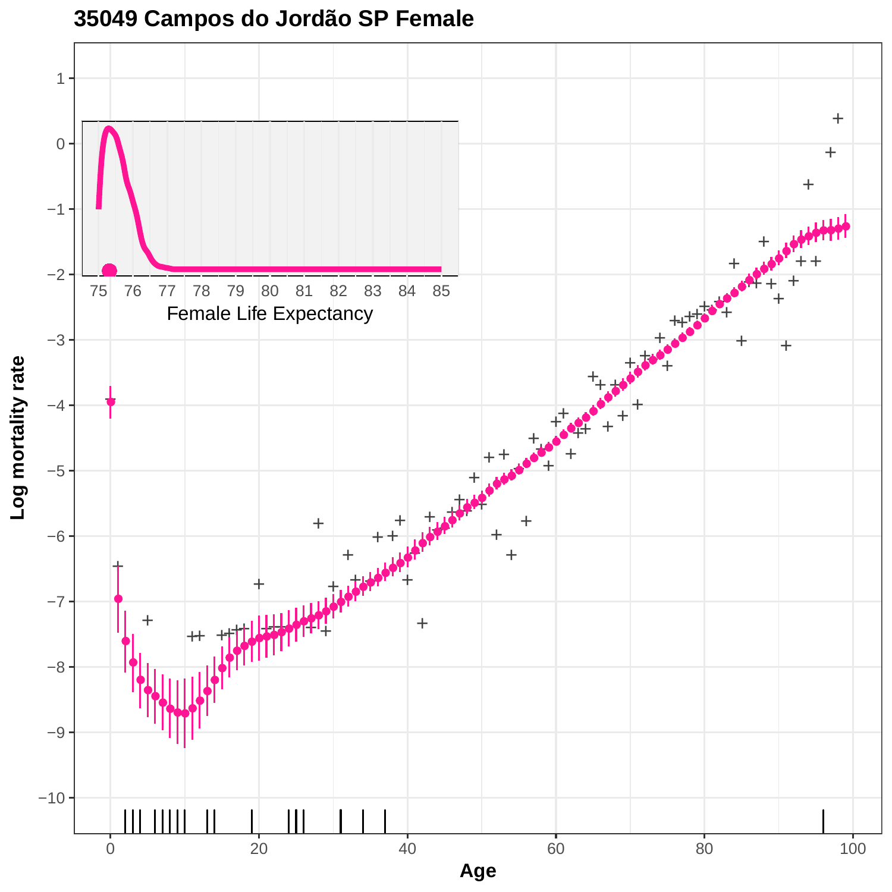# 35049 Campos do Jordão SP Female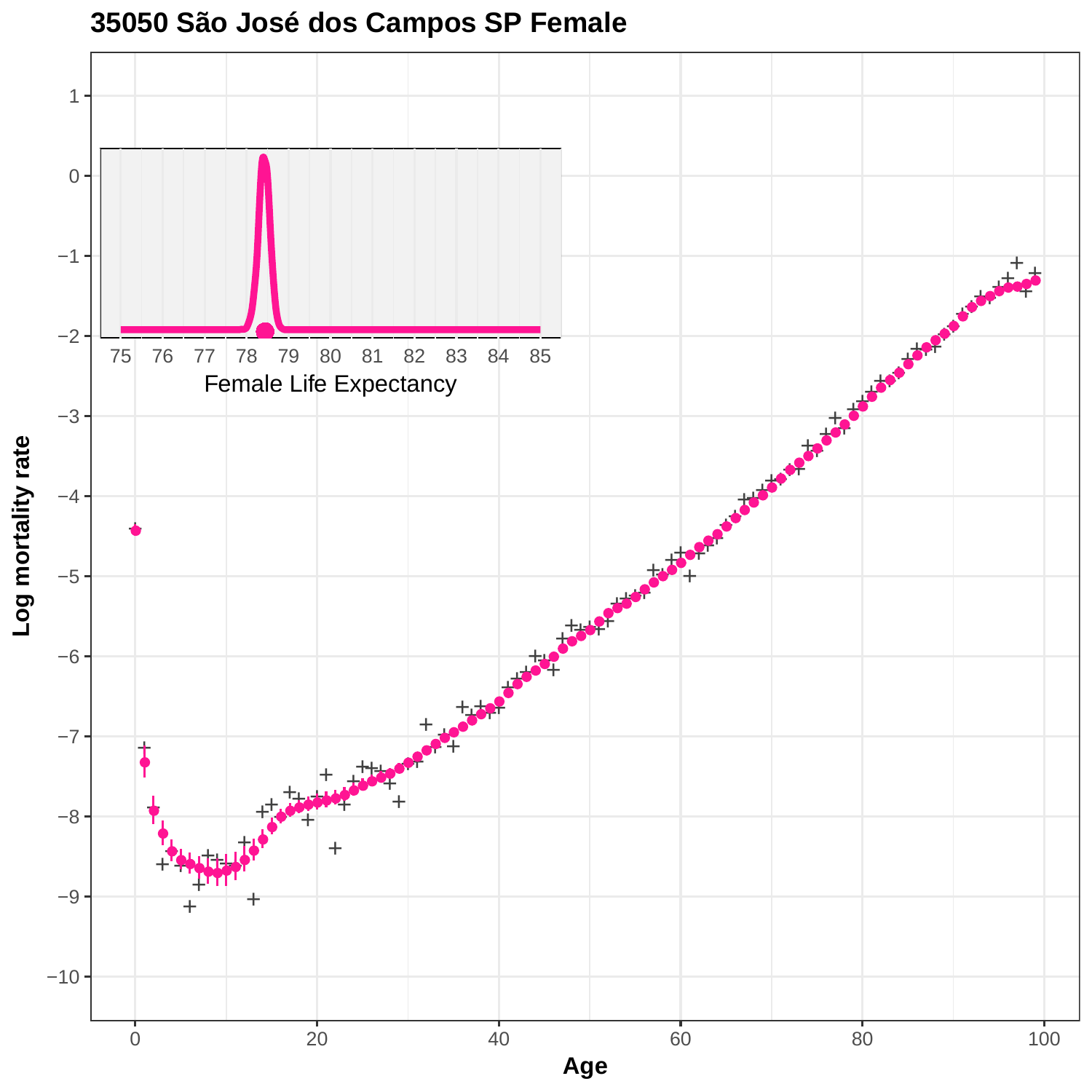# 35050 São José dos Campos SP Female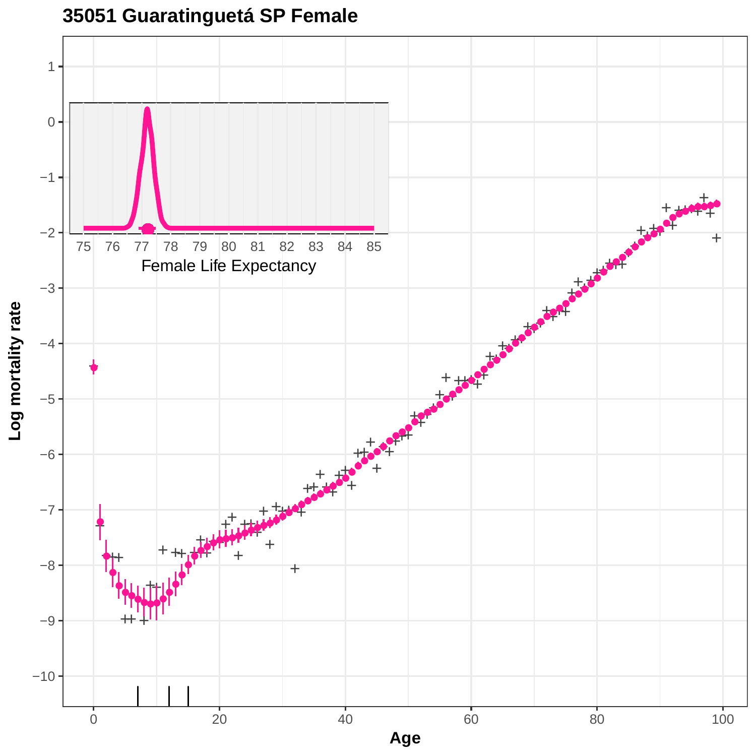# 35051 Guaratinguetá SP Female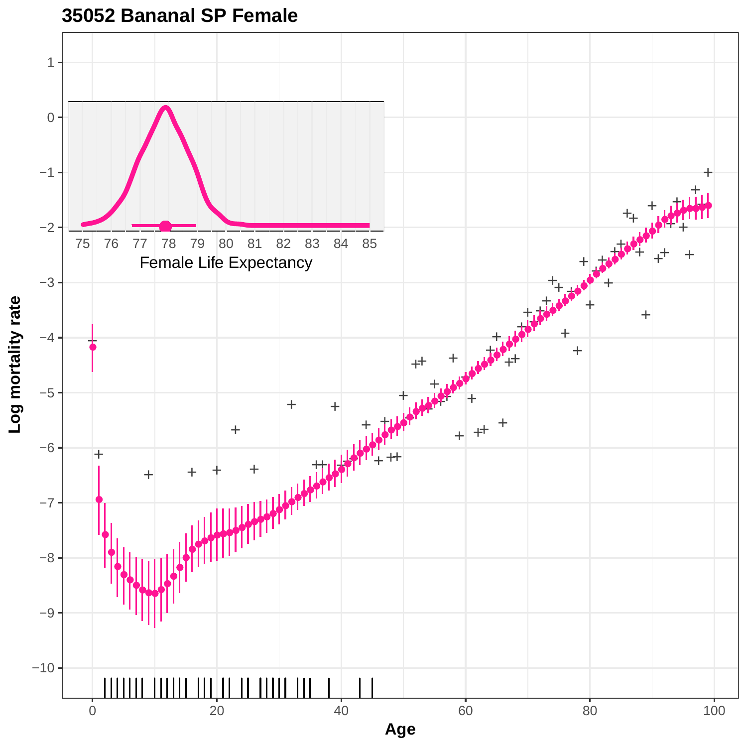## 35052 Bananal SP Female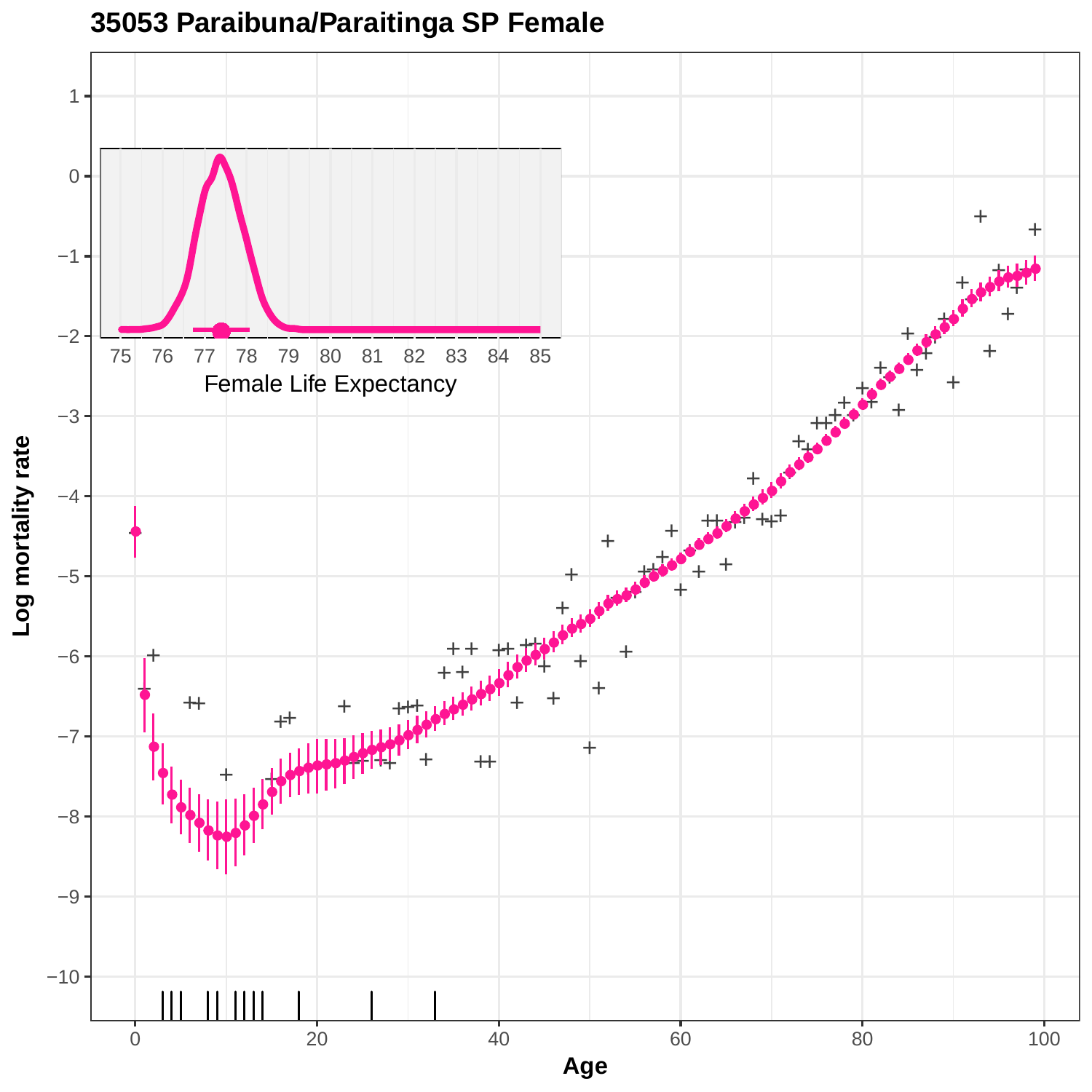# 35053 Paraibuna/Paraitinga SP Female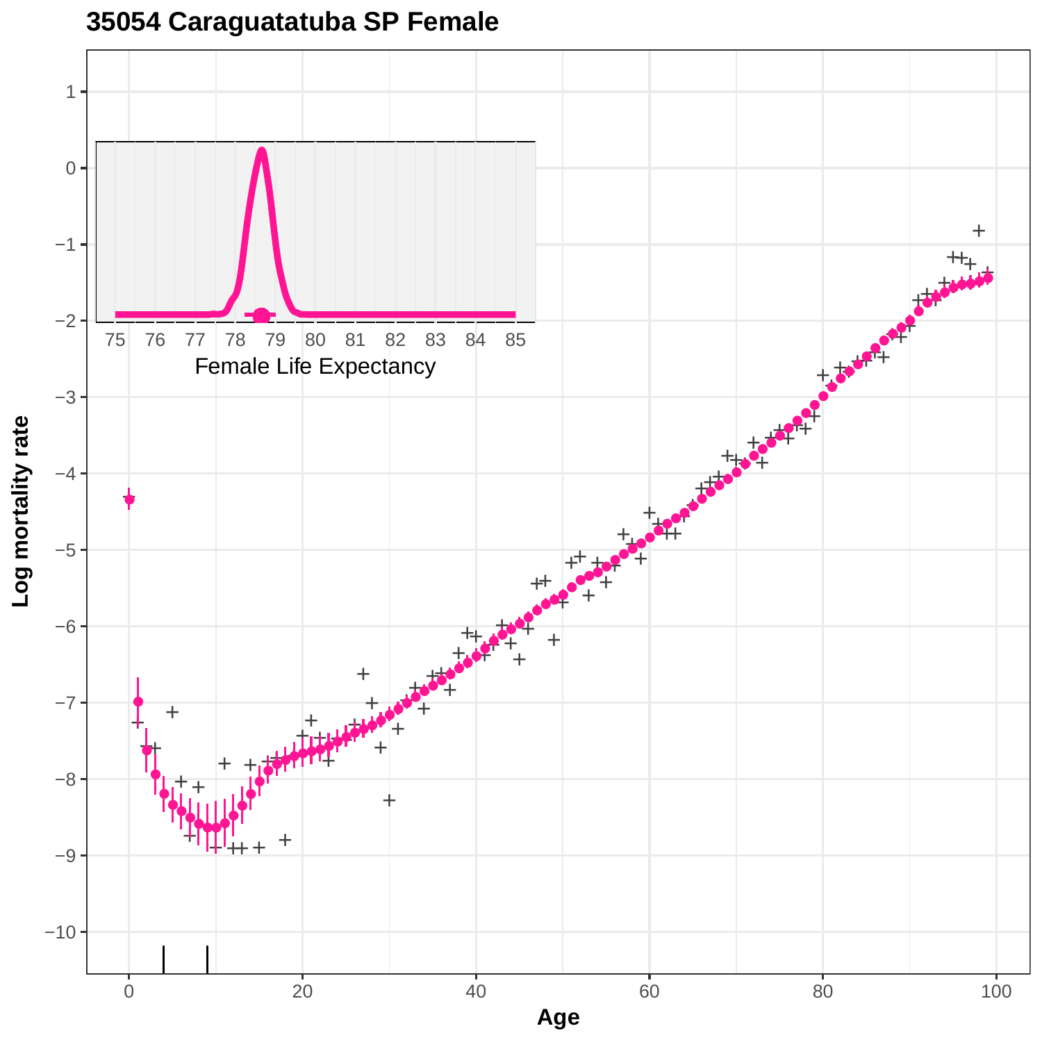# 35054 Caraguatatuba SP Female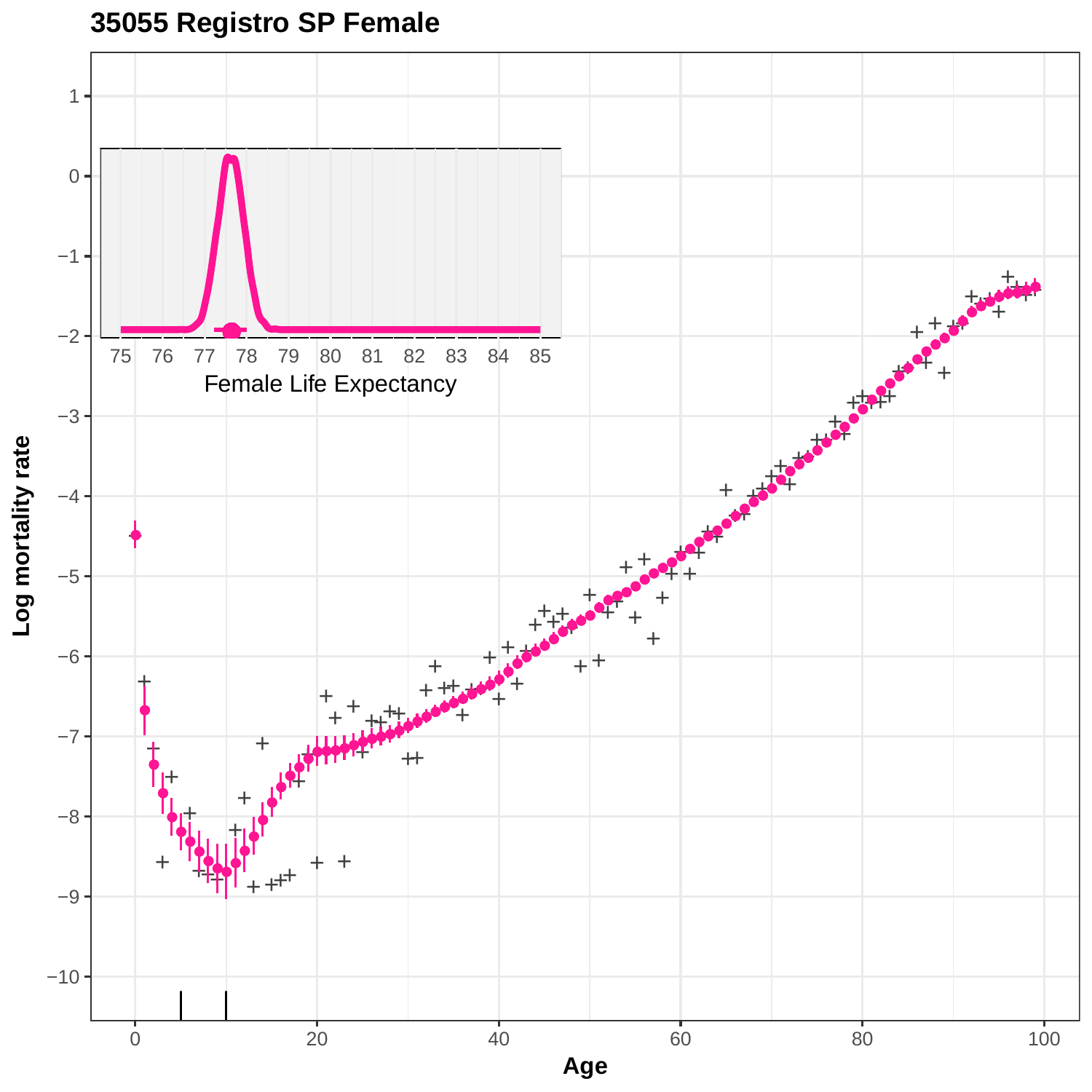# 35055 Registro SP Female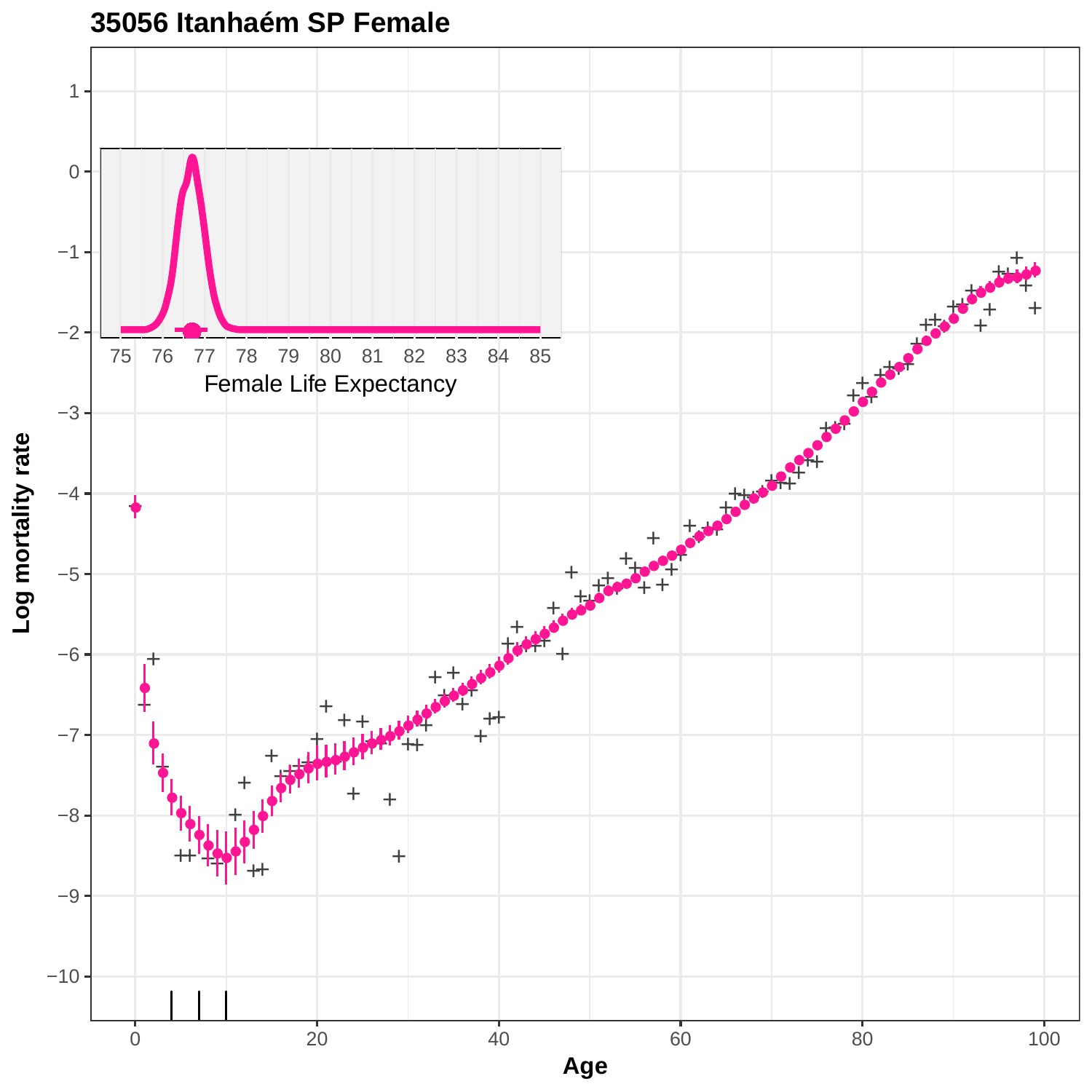**35056 Itanhaém SP Female**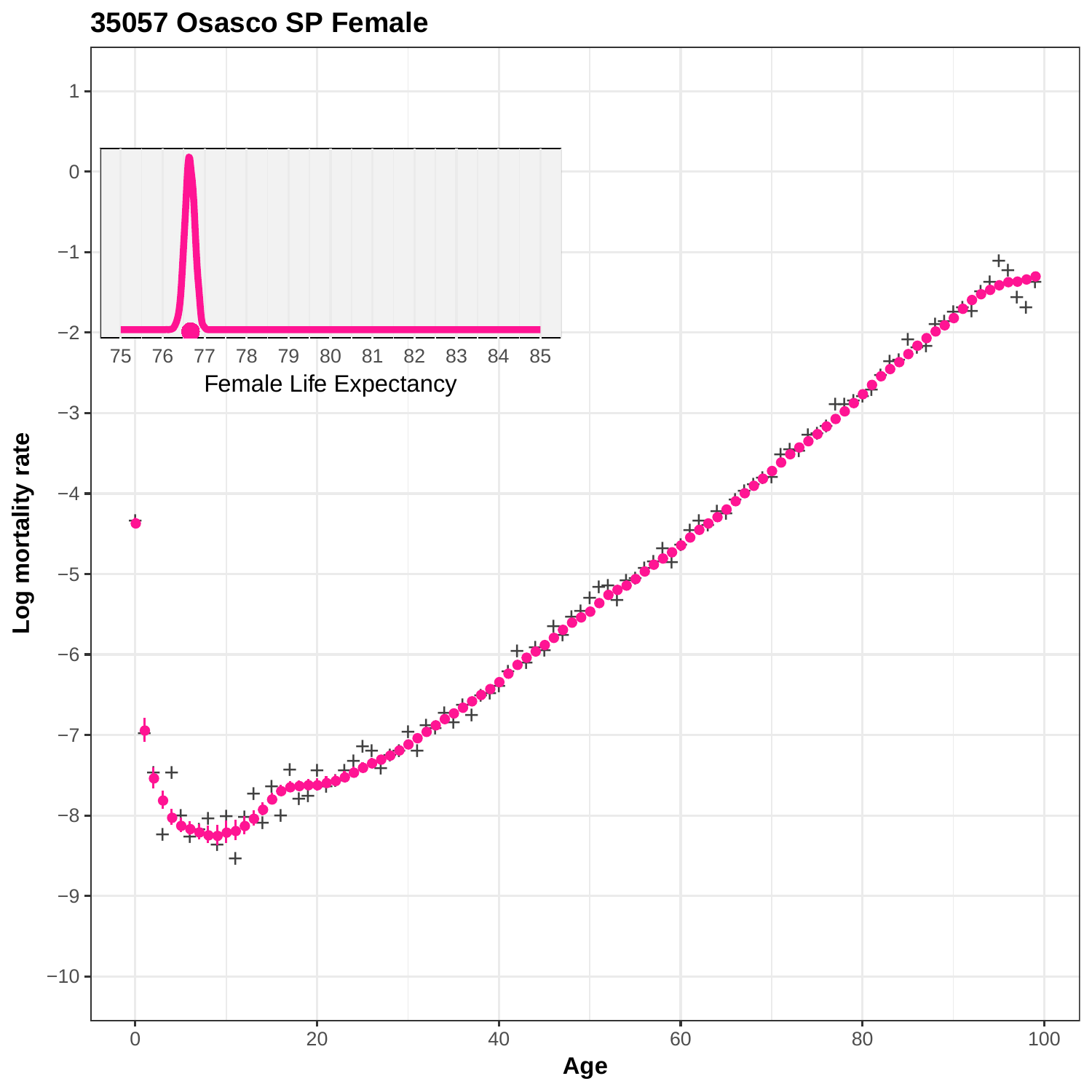# 35057 Osasco SP Female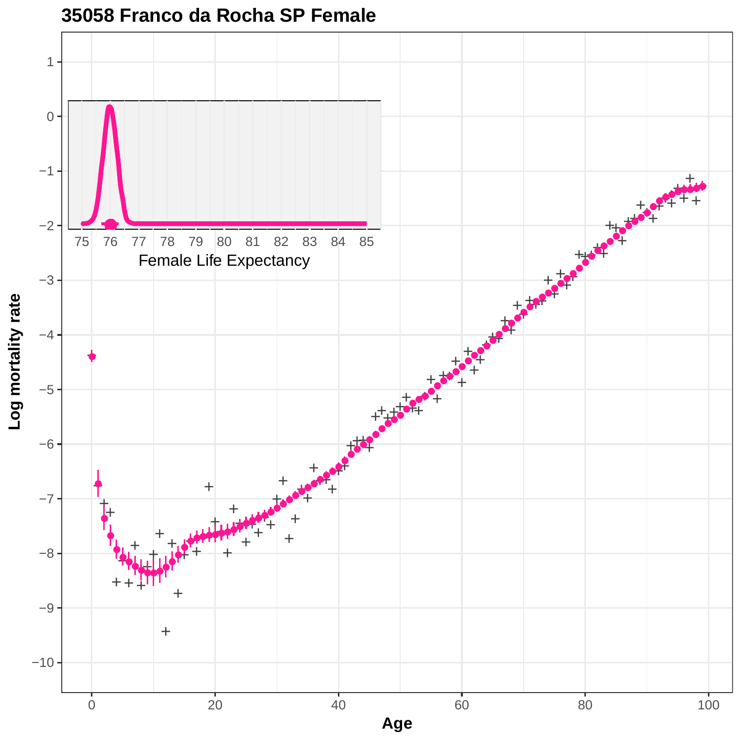# 35058 Franco da Rocha SP Female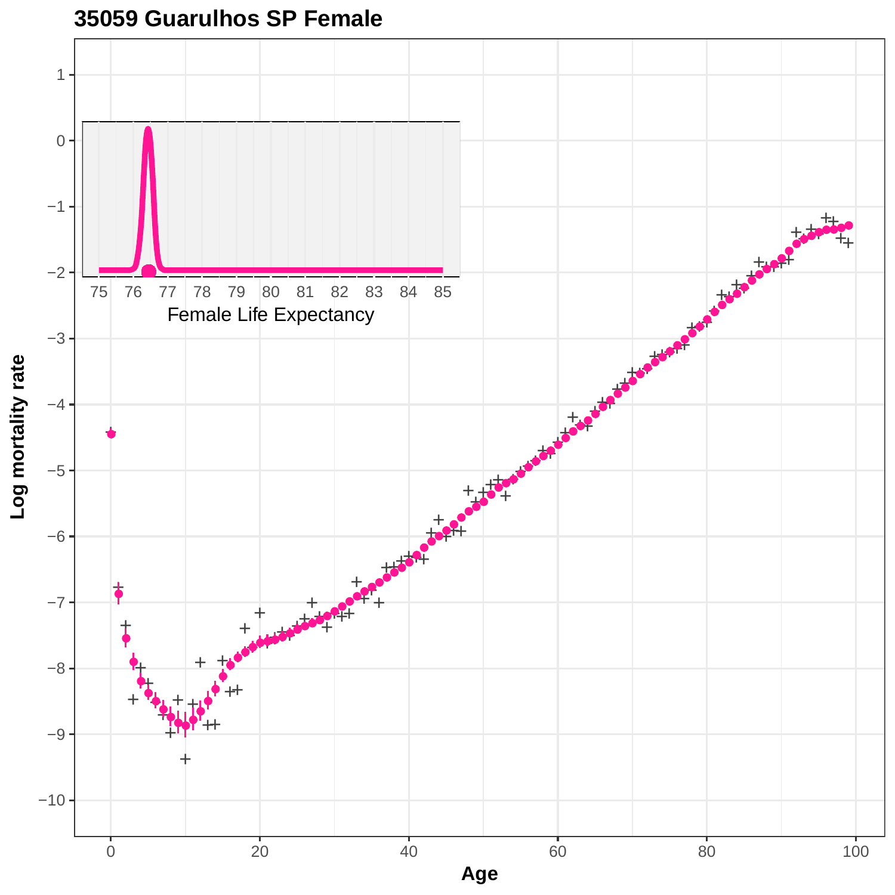## 35059 Guarulhos SP Female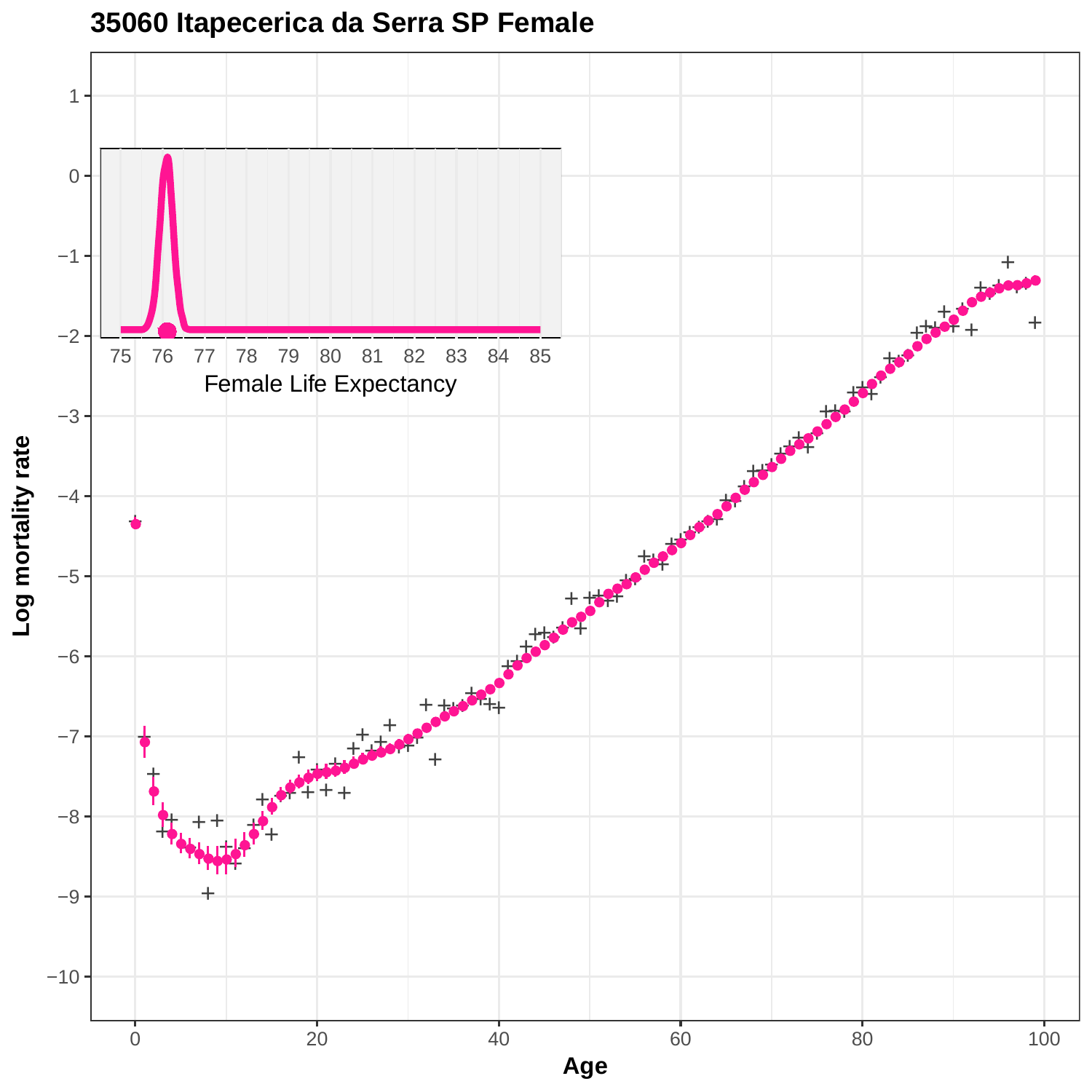# 35060 Itapecerica da Serra SP Female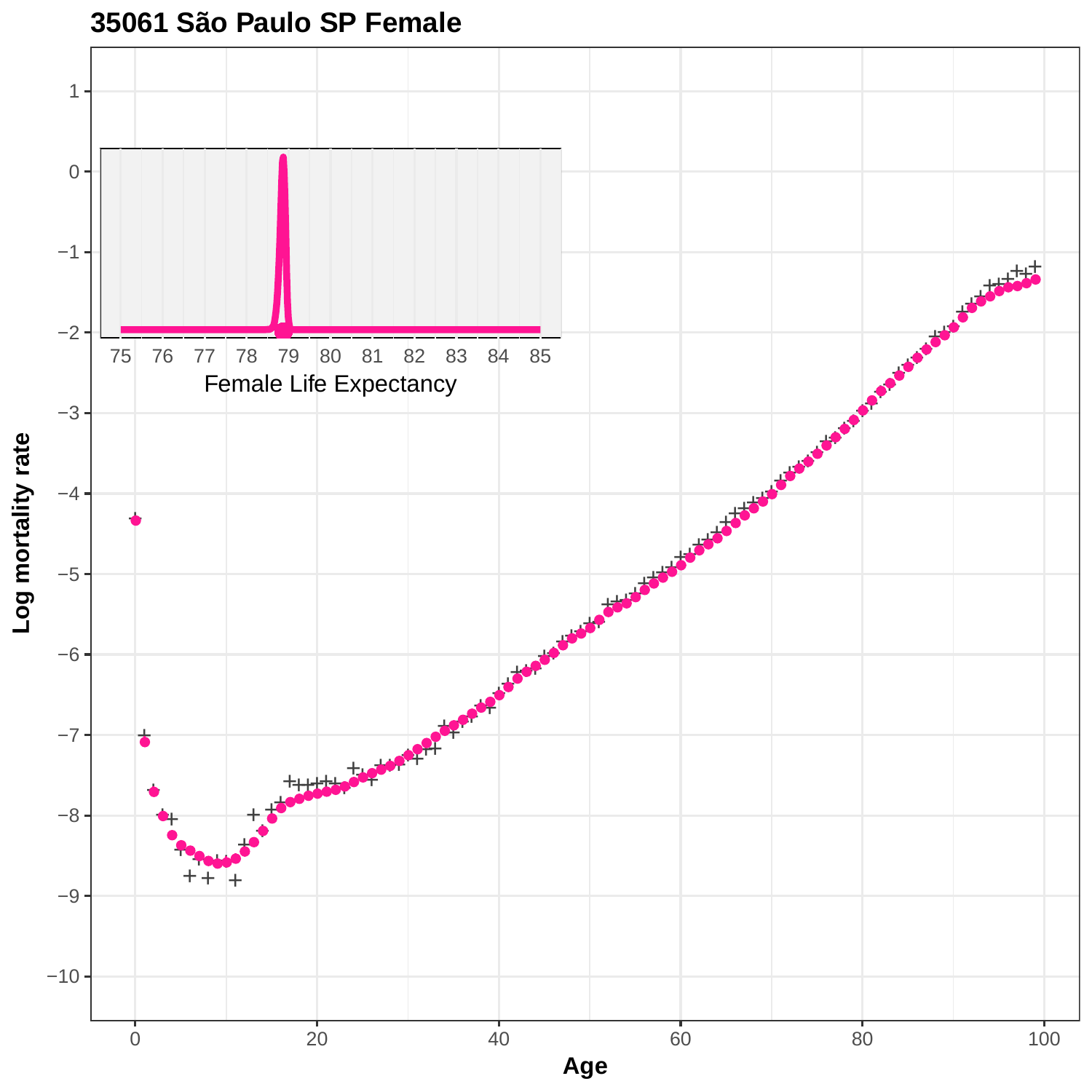# 35061 São Paulo SP Female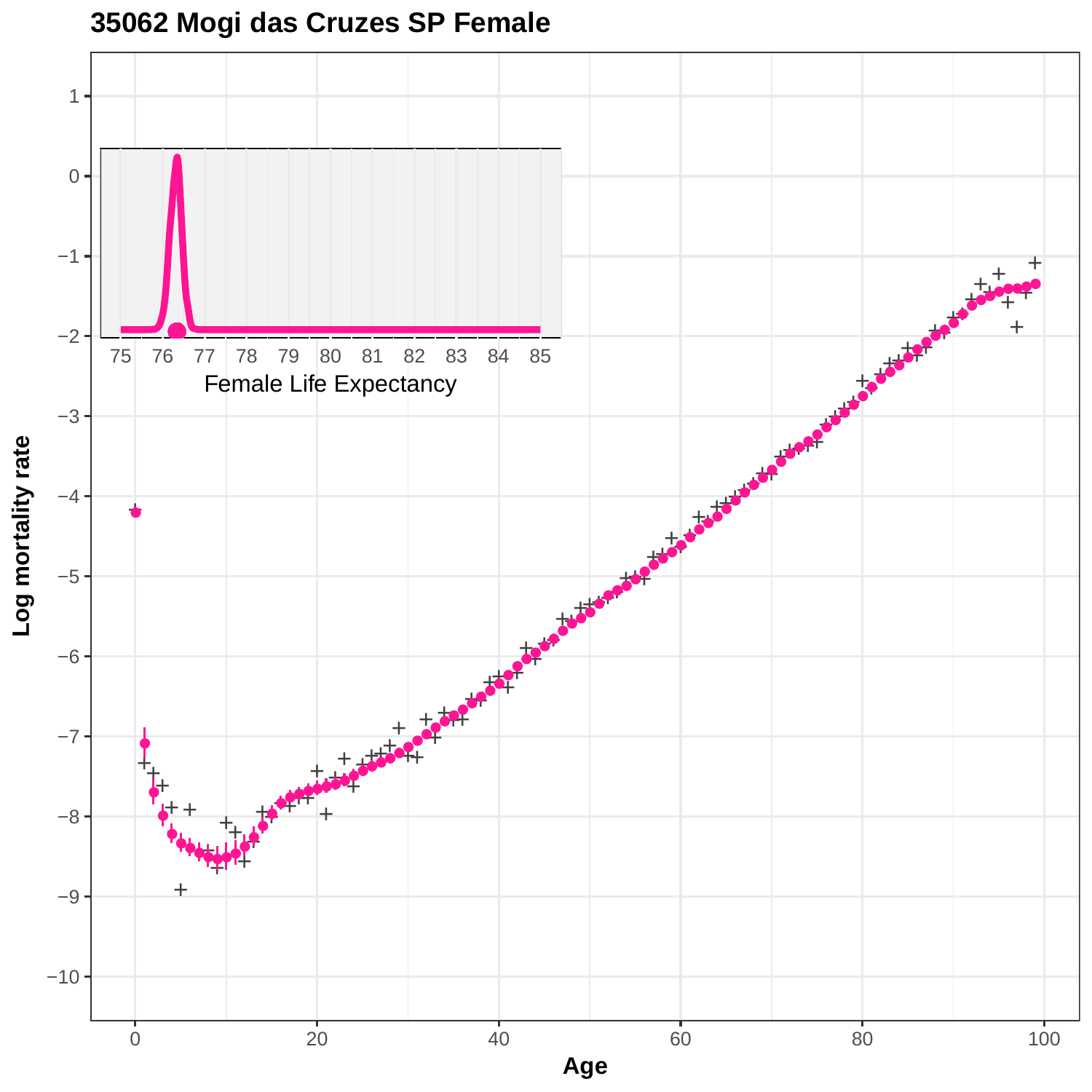# 35062 Mogi das Cruzes SP Female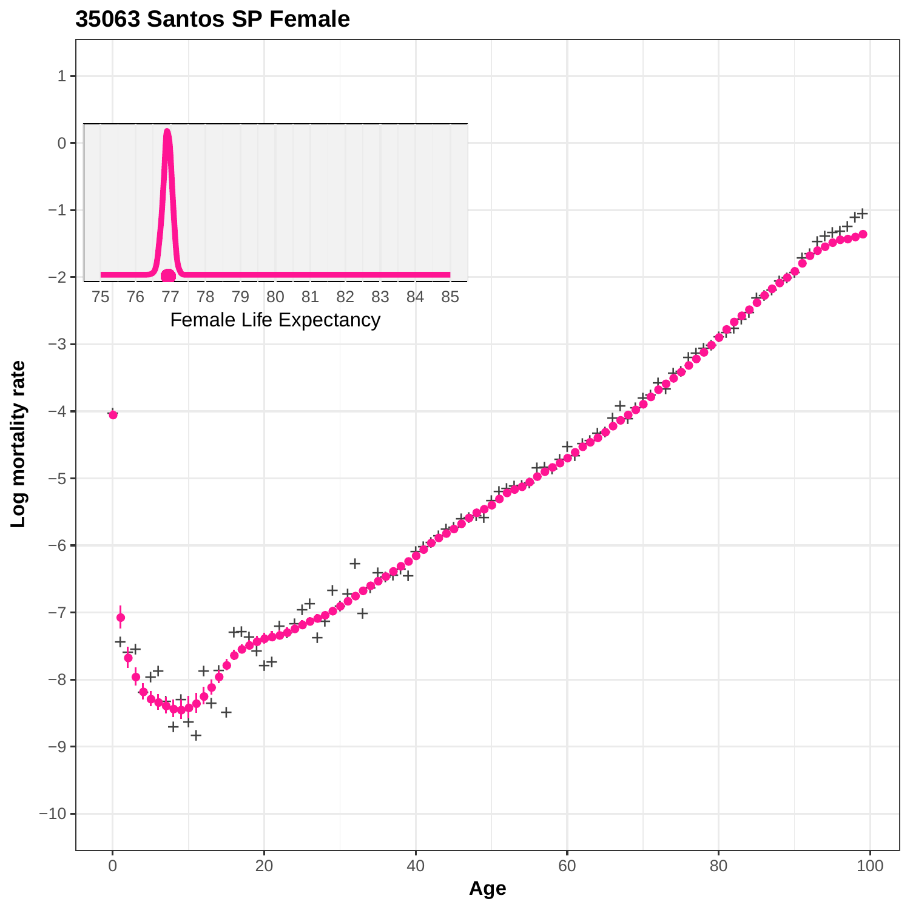# 35063 Santos SP Female

Log mortality rate

Age

Female Life Expectancy

0
−1
−2

75 76 77 78 79 80 81 82 83 84 85

1
0
−1
−2
−3
−4
−5
−6
−7
−8
−9
−10

0 20 40 60 80 100